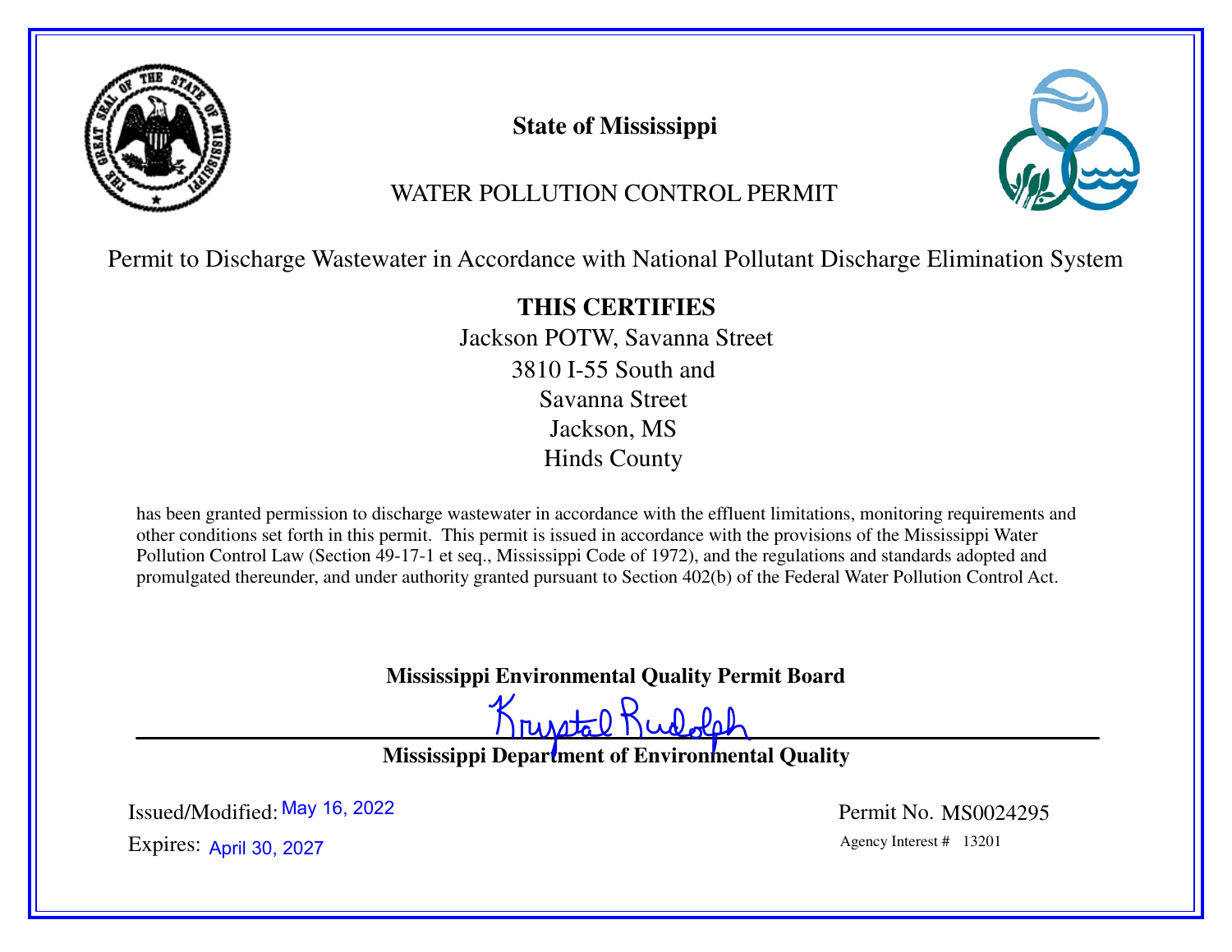# State of Mississippi

## WATER POLLUTION CONTROL PERMIT

Permit to Discharge Wastewater in Accordance with National Pollutant Discharge Elimination System

**THIS CERTIFIES**

Jackson POTW, Savanna Street
3810 I-55 South and
Savanna Street
Jackson, MS
Hinds County

has been granted permission to discharge wastewater in accordance with the effluent limitations, monitoring requirements and other conditions set forth in this permit. This permit is issued in accordance with the provisions of the Mississippi Water Pollution Control Law (Section 49-17-1 et seq., Mississippi Code of 1972), and the regulations and standards adopted and promulgated thereunder, and under authority granted pursuant to Section 402(b) of the Federal Water Pollution Control Act.

**Mississippi Environmental Quality Permit Board**

Krystal Rudolph

**Mississippi Department of Environmental Quality**

Issued/Modified: May 16, 2022

Expires: April 30, 2027

Permit No. MS0024295

Agency Interest # 13201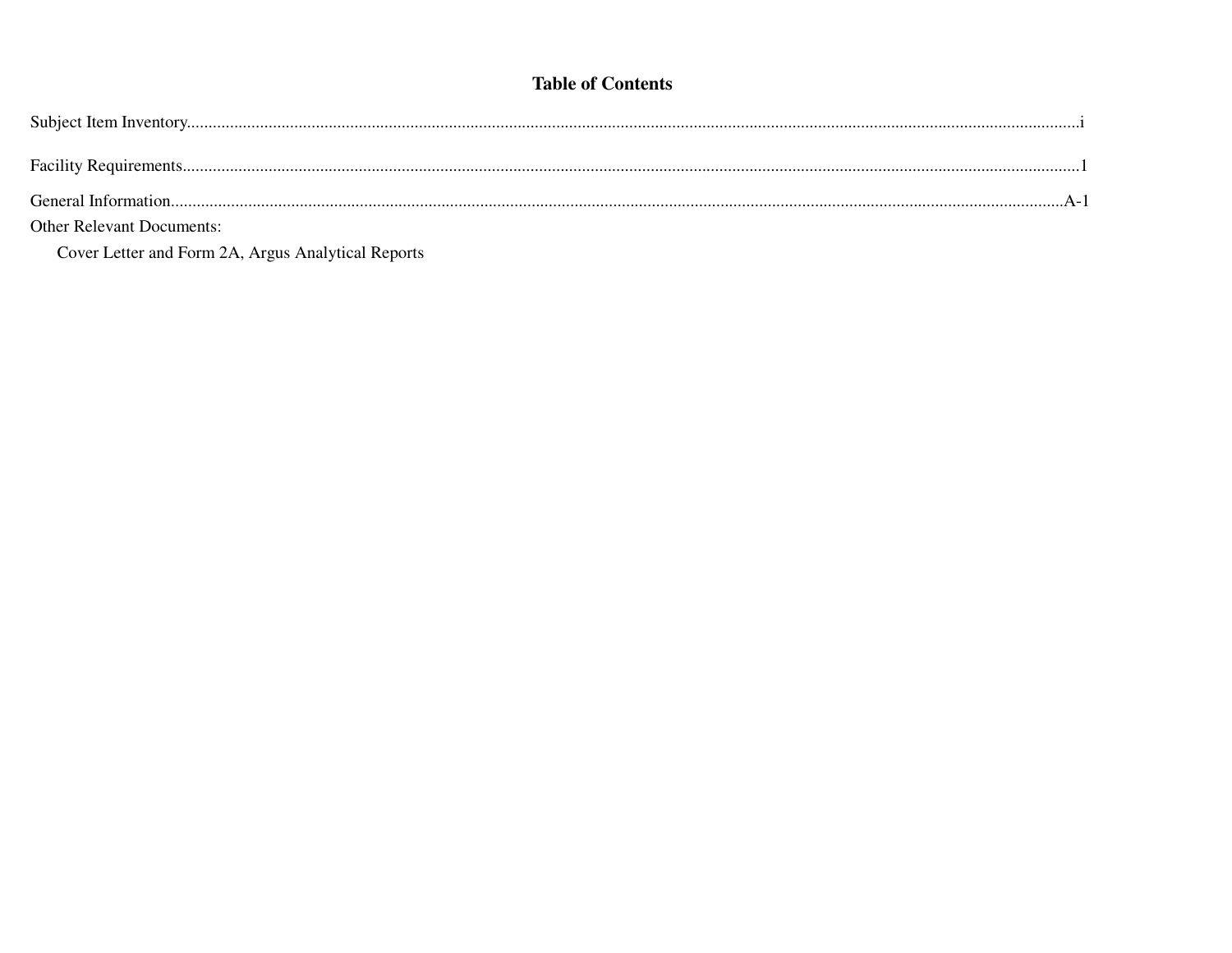# Table of Contents

Subject Item Inventory....................................................................................................i

Facility Requirements....................................................................................................1

General Information....................................................................................................A-1

Other Relevant Documents:

Cover Letter and Form 2A, Argus Analytical Reports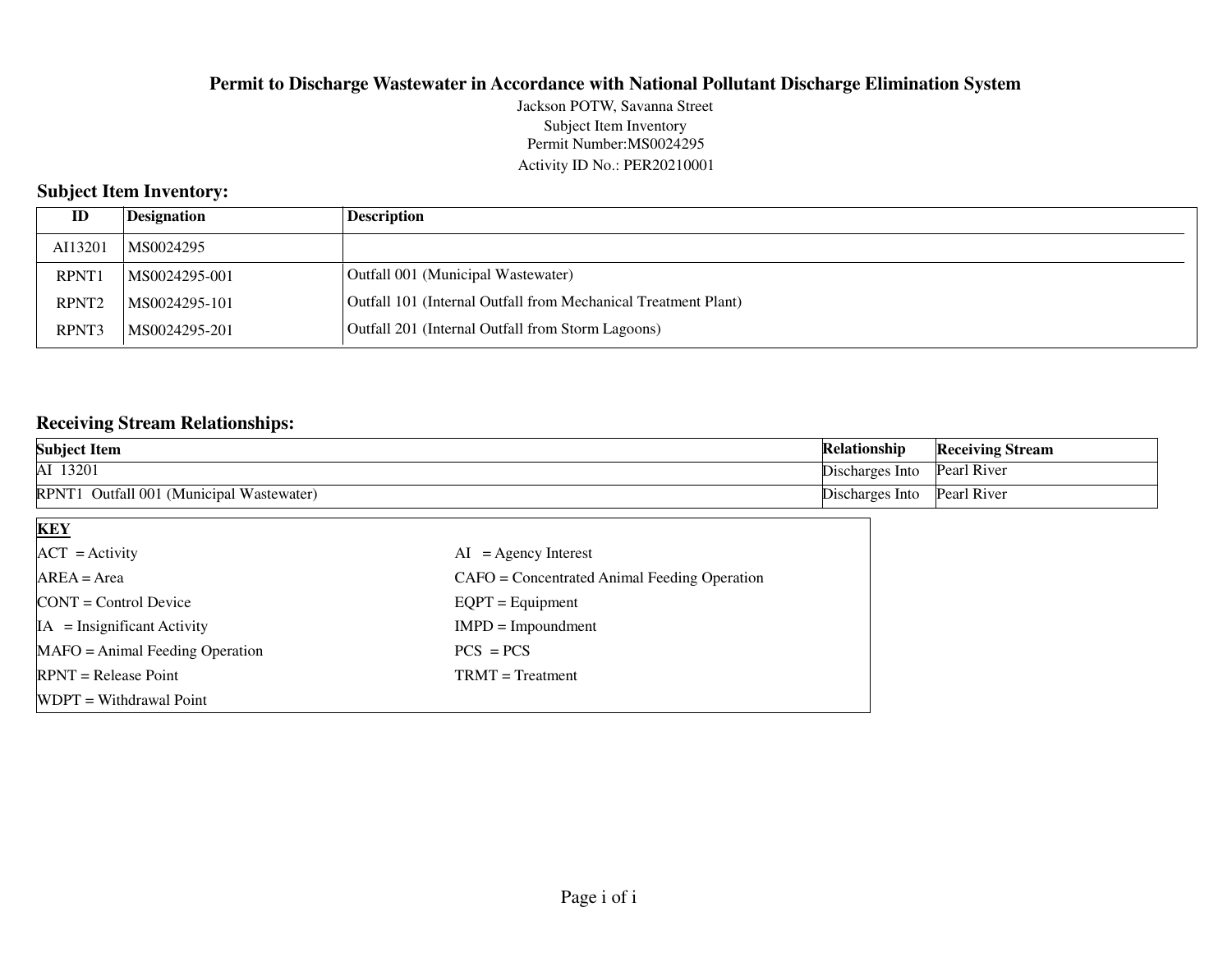**Permit to Discharge Wastewater in Accordance with National Pollutant Discharge Elimination System**

Jackson POTW, Savanna Street
Subject Item Inventory
Permit Number:MS0024295
Activity ID No.: PER20210001

## Subject Item Inventory:

| ID | Designation | Description |
|---|---|---|
| AI13201 | MS0024295 | |
| RPNT1 | MS0024295-001 | Outfall 001 (Municipal Wastewater) |
| RPNT2 | MS0024295-101 | Outfall 101 (Internal Outfall from Mechanical Treatment Plant) |
| RPNT3 | MS0024295-201 | Outfall 201 (Internal Outfall from Storm Lagoons) |

## Receiving Stream Relationships:

| Subject Item | Relationship | Receiving Stream |
|---|---|---|
| AI 13201 | Discharges Into | Pearl River |
| RPNT1 Outfall 001 (Municipal Wastewater) | Discharges Into | Pearl River |

**KEY**

| | |
|---|---|
| ACT = Activity | AI = Agency Interest |
| AREA = Area | CAFO = Concentrated Animal Feeding Operation |
| CONT = Control Device | EQPT = Equipment |
| IA = Insignificant Activity | IMPD = Impoundment |
| MAFO = Animal Feeding Operation | PCS = PCS |
| RPNT = Release Point | TRMT = Treatment |
| WDPT = Withdrawal Point | |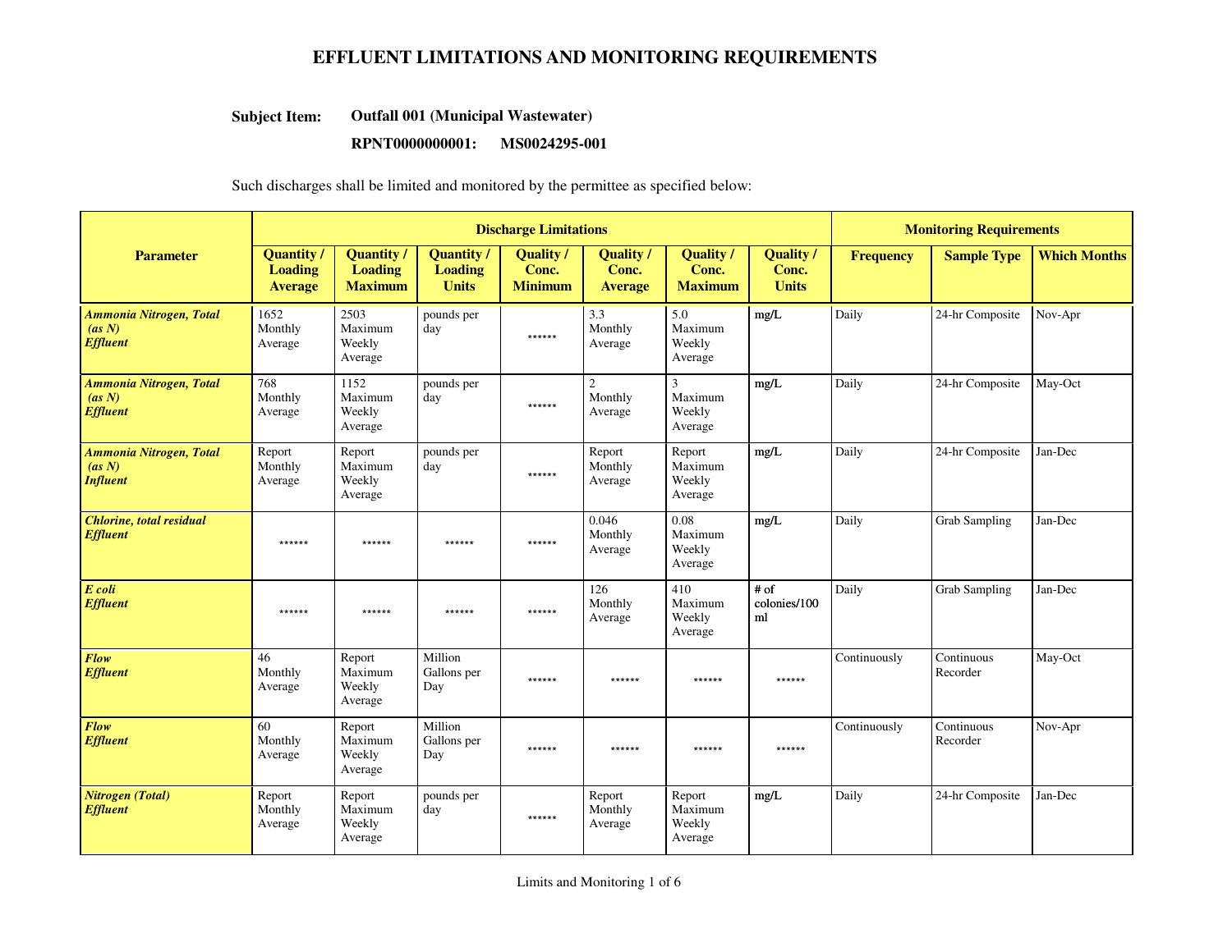# EFFLUENT LIMITATIONS AND MONITORING REQUIREMENTS

**Subject Item:** **Outfall 001 (Municipal Wastewater)**

**RPNT0000000001: MS0024295-001**

Such discharges shall be limited and monitored by the permittee as specified below:

| Parameter | Discharge Limitations | | | | | | | Monitoring Requirements | | |
|---|---|---|---|---|---|---|---|---|---|---|
| | **Quantity / Loading Average** | **Quantity / Loading Maximum** | **Quantity / Loading Units** | **Quality / Conc. Minimum** | **Quality / Conc. Average** | **Quality / Conc. Maximum** | **Quality / Conc. Units** | **Frequency** | **Sample Type** | **Which Months** |
| ***Ammonia Nitrogen, Total (as N) Effluent*** | 1652 Monthly Average | 2503 Maximum Weekly Average | pounds per day | ****** | 3.3 Monthly Average | 5.0 Maximum Weekly Average | mg/L | Daily | 24-hr Composite | Nov-Apr |
| ***Ammonia Nitrogen, Total (as N) Effluent*** | 768 Monthly Average | 1152 Maximum Weekly Average | pounds per day | ****** | 2 Monthly Average | 3 Maximum Weekly Average | mg/L | Daily | 24-hr Composite | May-Oct |
| ***Ammonia Nitrogen, Total (as N) Influent*** | Report Monthly Average | Report Maximum Weekly Average | pounds per day | ****** | Report Monthly Average | Report Maximum Weekly Average | mg/L | Daily | 24-hr Composite | Jan-Dec |
| ***Chlorine, total residual Effluent*** | ****** | ****** | ****** | ****** | 0.046 Monthly Average | 0.08 Maximum Weekly Average | mg/L | Daily | Grab Sampling | Jan-Dec |
| ***E coli Effluent*** | ****** | ****** | ****** | ****** | 126 Monthly Average | 410 Maximum Weekly Average | # of colonies/100 ml | Daily | Grab Sampling | Jan-Dec |
| ***Flow Effluent*** | 46 Monthly Average | Report Maximum Weekly Average | Million Gallons per Day | ****** | ****** | ****** | ****** | Continuously | Continuous Recorder | May-Oct |
| ***Flow Effluent*** | 60 Monthly Average | Report Maximum Weekly Average | Million Gallons per Day | ****** | ****** | ****** | ****** | Continuously | Continuous Recorder | Nov-Apr |
| ***Nitrogen (Total) Effluent*** | Report Monthly Average | Report Maximum Weekly Average | pounds per day | ****** | Report Monthly Average | Report Maximum Weekly Average | mg/L | Daily | 24-hr Composite | Jan-Dec |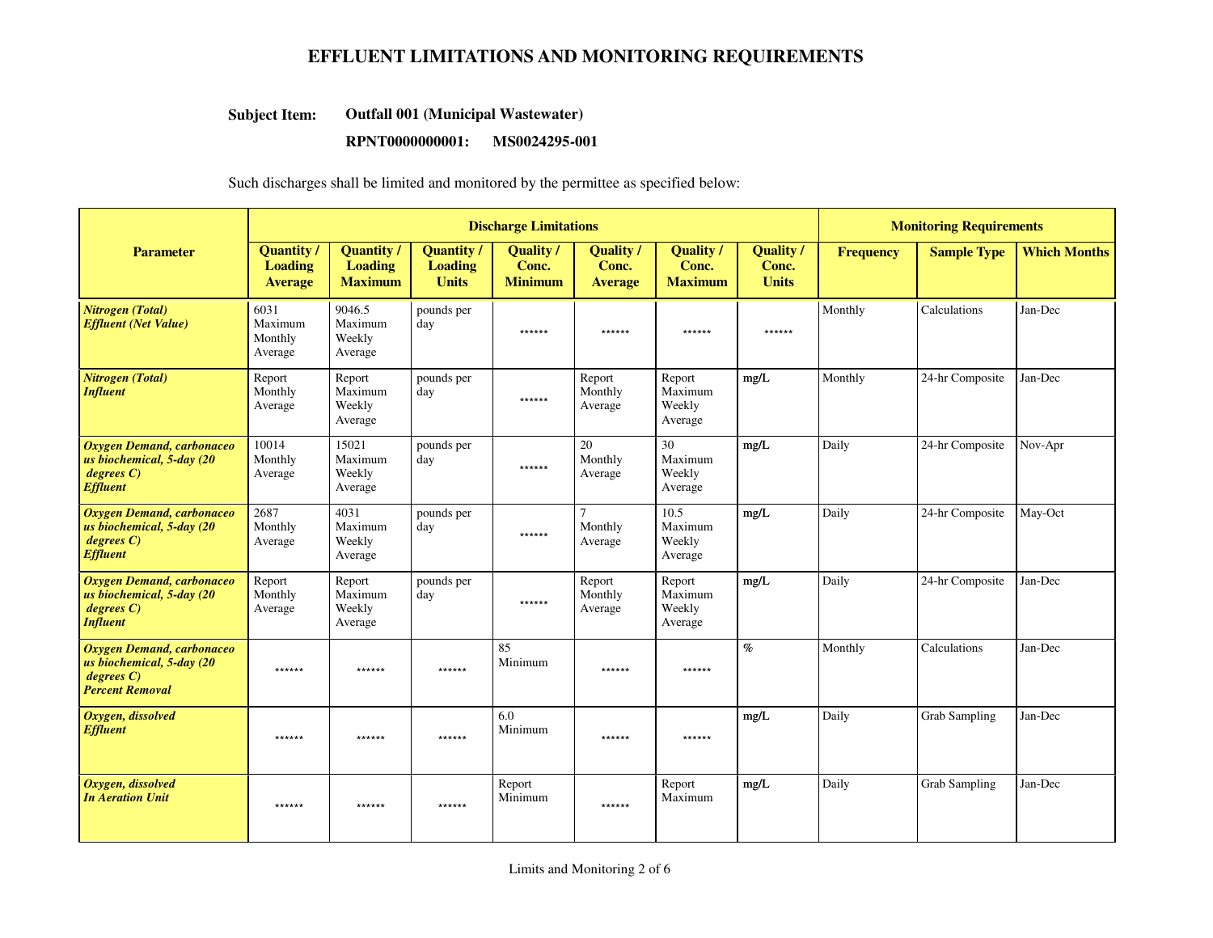# EFFLUENT LIMITATIONS AND MONITORING REQUIREMENTS

**Subject Item:** **Outfall 001 (Municipal Wastewater)**

**RPNT0000000001:** **MS0024295-001**

Such discharges shall be limited and monitored by the permittee as specified below:

| Parameter | Discharge Limitations | | | | | | | Monitoring Requirements | | |
|---|---|---|---|---|---|---|---|---|---|---|
| | Quantity / Loading Average | Quantity / Loading Maximum | Quantity / Loading Units | Quality / Conc. Minimum | Quality / Conc. Average | Quality / Conc. Maximum | Quality / Conc. Units | Frequency | Sample Type | Which Months |
| ***Nitrogen (Total) Effluent (Net Value)*** | 6031 Maximum Monthly Average | 9046.5 Maximum Weekly Average | pounds per day | ****** | ****** | ****** | ****** | Monthly | Calculations | Jan-Dec |
| ***Nitrogen (Total) Influent*** | Report Monthly Average | Report Maximum Weekly Average | pounds per day | ****** | Report Monthly Average | Report Maximum Weekly Average | mg/L | Monthly | 24-hr Composite | Jan-Dec |
| ***Oxygen Demand, carbonaceous biochemical, 5-day (20 degrees C) Effluent*** | 10014 Monthly Average | 15021 Maximum Weekly Average | pounds per day | ****** | 20 Monthly Average | 30 Maximum Weekly Average | mg/L | Daily | 24-hr Composite | Nov-Apr |
| ***Oxygen Demand, carbonaceous biochemical, 5-day (20 degrees C) Effluent*** | 2687 Monthly Average | 4031 Maximum Weekly Average | pounds per day | ****** | 7 Monthly Average | 10.5 Maximum Weekly Average | mg/L | Daily | 24-hr Composite | May-Oct |
| ***Oxygen Demand, carbonaceous biochemical, 5-day (20 degrees C) Influent*** | Report Monthly Average | Report Maximum Weekly Average | pounds per day | ****** | Report Monthly Average | Report Maximum Weekly Average | mg/L | Daily | 24-hr Composite | Jan-Dec |
| ***Oxygen Demand, carbonaceous biochemical, 5-day (20 degrees C) Percent Removal*** | ****** | ****** | ****** | 85 Minimum | ****** | ****** | % | Monthly | Calculations | Jan-Dec |
| ***Oxygen, dissolved Effluent*** | ****** | ****** | ****** | 6.0 Minimum | ****** | ****** | mg/L | Daily | Grab Sampling | Jan-Dec |
| ***Oxygen, dissolved In Aeration Unit*** | ****** | ****** | ****** | Report Minimum | ****** | Report Maximum | mg/L | Daily | Grab Sampling | Jan-Dec |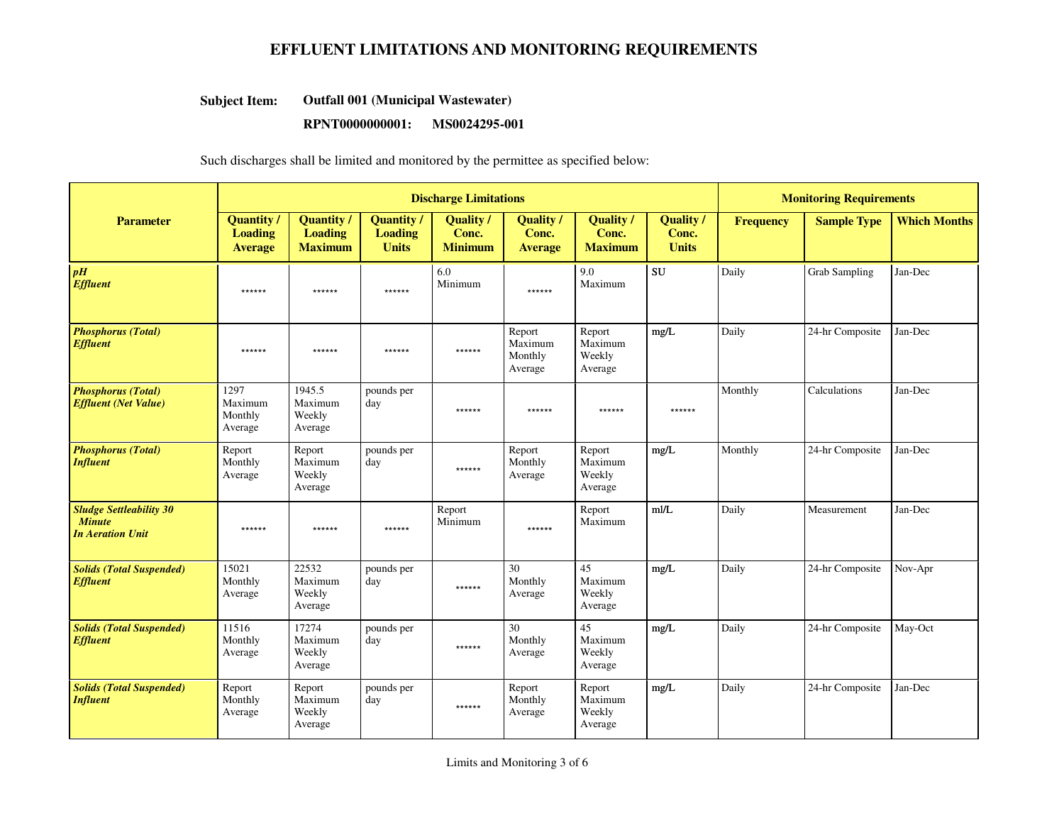# EFFLUENT LIMITATIONS AND MONITORING REQUIREMENTS

**Subject Item:** **Outfall 001 (Municipal Wastewater)**

**RPNT0000000001: MS0024295-001**

Such discharges shall be limited and monitored by the permittee as specified below:

| Parameter | Discharge Limitations | | | | | | | Monitoring Requirements | | |
|---|---|---|---|---|---|---|---|---|---|---|
| | Quantity / Loading Average | Quantity / Loading Maximum | Quantity / Loading Units | Quality / Conc. Minimum | Quality / Conc. Average | Quality / Conc. Maximum | Quality / Conc. Units | Frequency | Sample Type | Which Months |
| ***pH Effluent*** | ****** | ****** | ****** | 6.0 Minimum | ****** | 9.0 Maximum | SU | Daily | Grab Sampling | Jan-Dec |
| ***Phosphorus (Total) Effluent*** | ****** | ****** | ****** | ****** | Report Maximum Monthly Average | Report Maximum Weekly Average | mg/L | Daily | 24-hr Composite | Jan-Dec |
| ***Phosphorus (Total) Effluent (Net Value)*** | 1297 Maximum Monthly Average | 1945.5 Maximum Weekly Average | pounds per day | ****** | ****** | ****** | ****** | Monthly | Calculations | Jan-Dec |
| ***Phosphorus (Total) Influent*** | Report Monthly Average | Report Maximum Weekly Average | pounds per day | ****** | Report Monthly Average | Report Maximum Weekly Average | mg/L | Monthly | 24-hr Composite | Jan-Dec |
| ***Sludge Settleability 30 Minute In Aeration Unit*** | ****** | ****** | ****** | Report Minimum | ****** | Report Maximum | ml/L | Daily | Measurement | Jan-Dec |
| ***Solids (Total Suspended) Effluent*** | 15021 Monthly Average | 22532 Maximum Weekly Average | pounds per day | ****** | 30 Monthly Average | 45 Maximum Weekly Average | mg/L | Daily | 24-hr Composite | Nov-Apr |
| ***Solids (Total Suspended) Effluent*** | 11516 Monthly Average | 17274 Maximum Weekly Average | pounds per day | ****** | 30 Monthly Average | 45 Maximum Weekly Average | mg/L | Daily | 24-hr Composite | May-Oct |
| ***Solids (Total Suspended) Influent*** | Report Monthly Average | Report Maximum Weekly Average | pounds per day | ****** | Report Monthly Average | Report Maximum Weekly Average | mg/L | Daily | 24-hr Composite | Jan-Dec |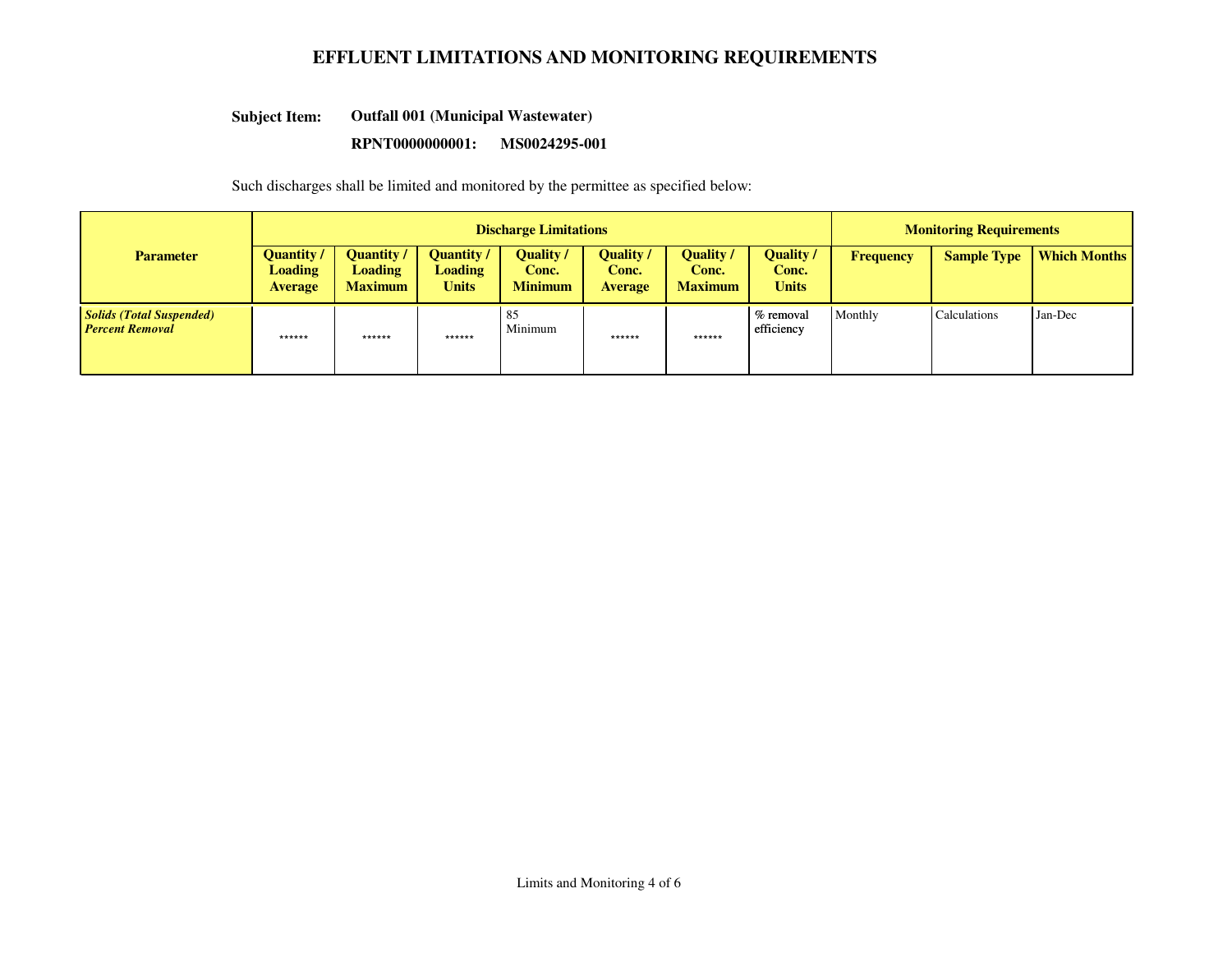# EFFLUENT LIMITATIONS AND MONITORING REQUIREMENTS

**Subject Item:** **Outfall 001 (Municipal Wastewater)**

**RPNT0000000001: MS0024295-001**

Such discharges shall be limited and monitored by the permittee as specified below:

| Parameter | Discharge Limitations | | | | | | | Monitoring Requirements | | |
|---|---|---|---|---|---|---|---|---|---|---|
| | Quantity / Loading Average | Quantity / Loading Maximum | Quantity / Loading Units | Quality / Conc. Minimum | Quality / Conc. Average | Quality / Conc. Maximum | Quality / Conc. Units | Frequency | Sample Type | Which Months |
| ***Solids (Total Suspended) Percent Removal*** | ****** | ****** | ****** | 85 Minimum | ****** | ****** | % removal efficiency | Monthly | Calculations | Jan-Dec |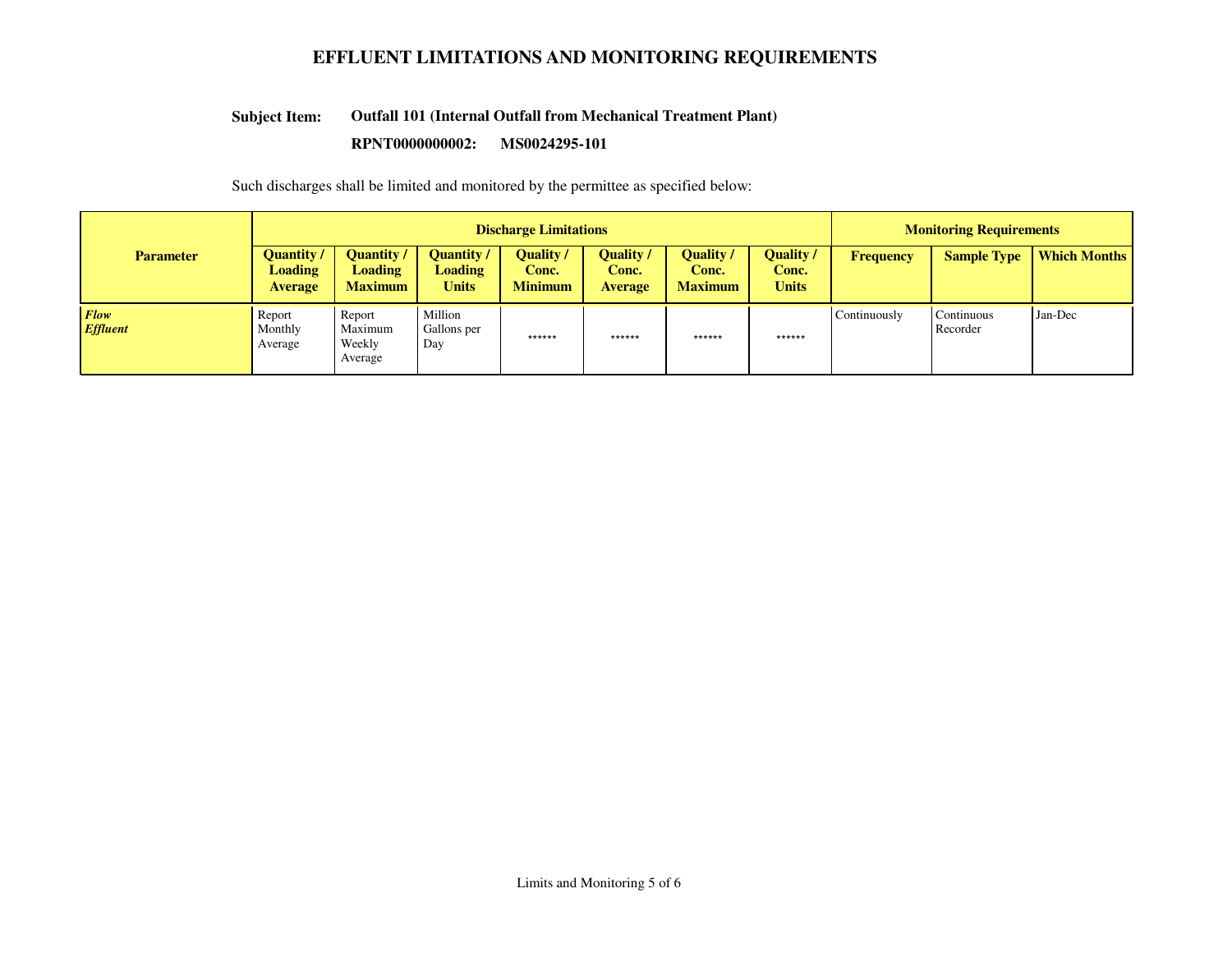# EFFLUENT LIMITATIONS AND MONITORING REQUIREMENTS

**Subject Item:** **Outfall 101 (Internal Outfall from Mechanical Treatment Plant)**

**RPNT0000000002: MS0024295-101**

Such discharges shall be limited and monitored by the permittee as specified below:

| Parameter | Discharge Limitations | | | | | | | Monitoring Requirements | | |
|---|---|---|---|---|---|---|---|---|---|---|
| | Quantity / Loading Average | Quantity / Loading Maximum | Quantity / Loading Units | Quality / Conc. Minimum | Quality / Conc. Average | Quality / Conc. Maximum | Quality / Conc. Units | Frequency | Sample Type | Which Months |
| ***Flow Effluent*** | Report Monthly Average | Report Maximum Weekly Average | Million Gallons per Day | ****** | ****** | ****** | ****** | Continuously | Continuous Recorder | Jan-Dec |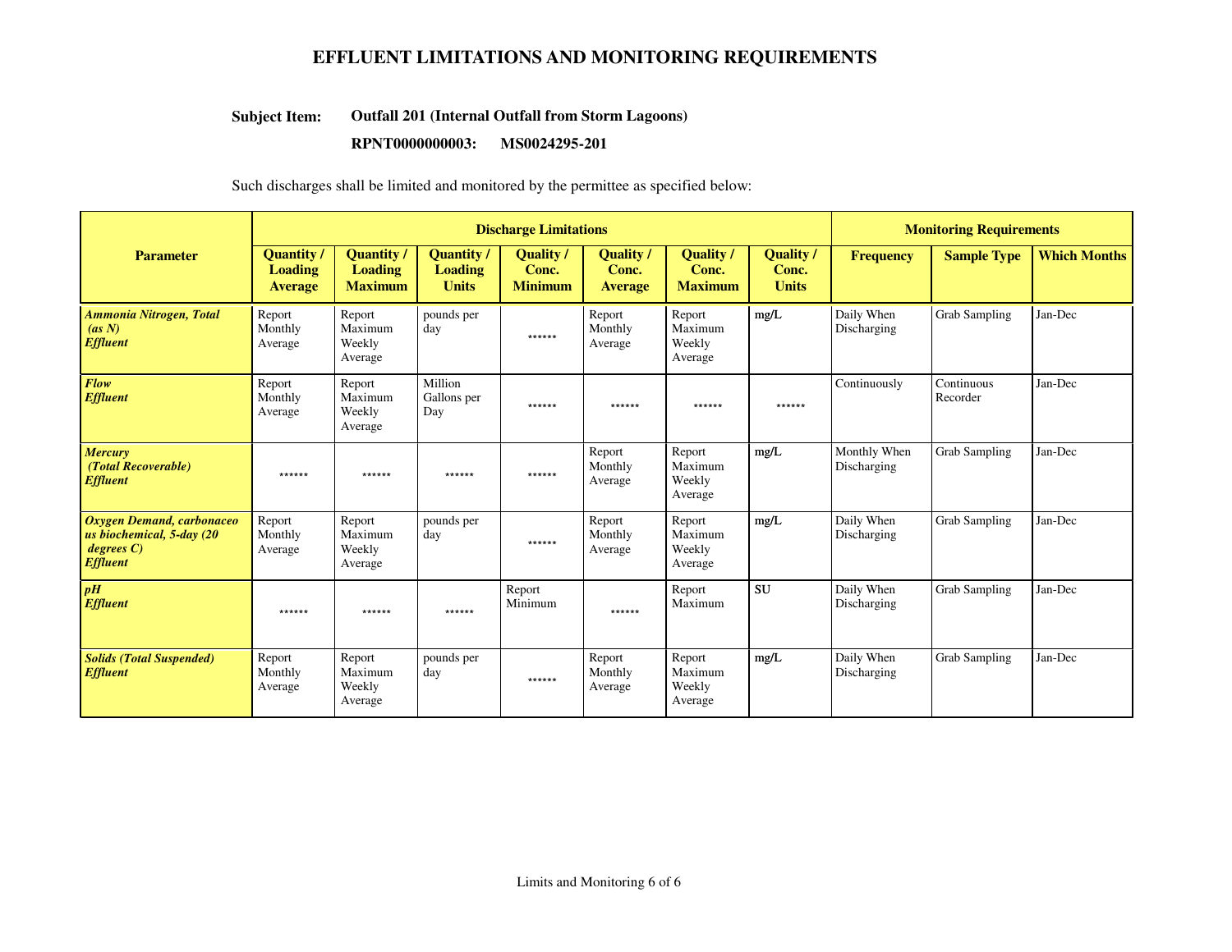## EFFLUENT LIMITATIONS AND MONITORING REQUIREMENTS

**Subject Item:** **Outfall 201 (Internal Outfall from Storm Lagoons)**

**RPNT0000000003: MS0024295-201**

Such discharges shall be limited and monitored by the permittee as specified below:

| Parameter | Discharge Limitations | | | | | | | Monitoring Requirements | | |
|---|---|---|---|---|---|---|---|---|---|---|
| | Quantity / Loading Average | Quantity / Loading Maximum | Quantity / Loading Units | Quality / Conc. Minimum | Quality / Conc. Average | Quality / Conc. Maximum | Quality / Conc. Units | Frequency | Sample Type | Which Months |
| ***Ammonia Nitrogen, Total (as N) Effluent*** | Report Monthly Average | Report Maximum Weekly Average | pounds per day | ****** | Report Monthly Average | Report Maximum Weekly Average | mg/L | Daily When Discharging | Grab Sampling | Jan-Dec |
| ***Flow Effluent*** | Report Monthly Average | Report Maximum Weekly Average | Million Gallons per Day | ****** | ****** | ****** | ****** | Continuously | Continuous Recorder | Jan-Dec |
| ***Mercury (Total Recoverable) Effluent*** | ****** | ****** | ****** | ****** | Report Monthly Average | Report Maximum Weekly Average | mg/L | Monthly When Discharging | Grab Sampling | Jan-Dec |
| ***Oxygen Demand, carbonaceous biochemical, 5-day (20 degrees C) Effluent*** | Report Monthly Average | Report Maximum Weekly Average | pounds per day | ****** | Report Monthly Average | Report Maximum Weekly Average | mg/L | Daily When Discharging | Grab Sampling | Jan-Dec |
| ***pH Effluent*** | ****** | ****** | ****** | Report Minimum | ****** | Report Maximum | SU | Daily When Discharging | Grab Sampling | Jan-Dec |
| ***Solids (Total Suspended) Effluent*** | Report Monthly Average | Report Maximum Weekly Average | pounds per day | ****** | Report Monthly Average | Report Maximum Weekly Average | mg/L | Daily When Discharging | Grab Sampling | Jan-Dec |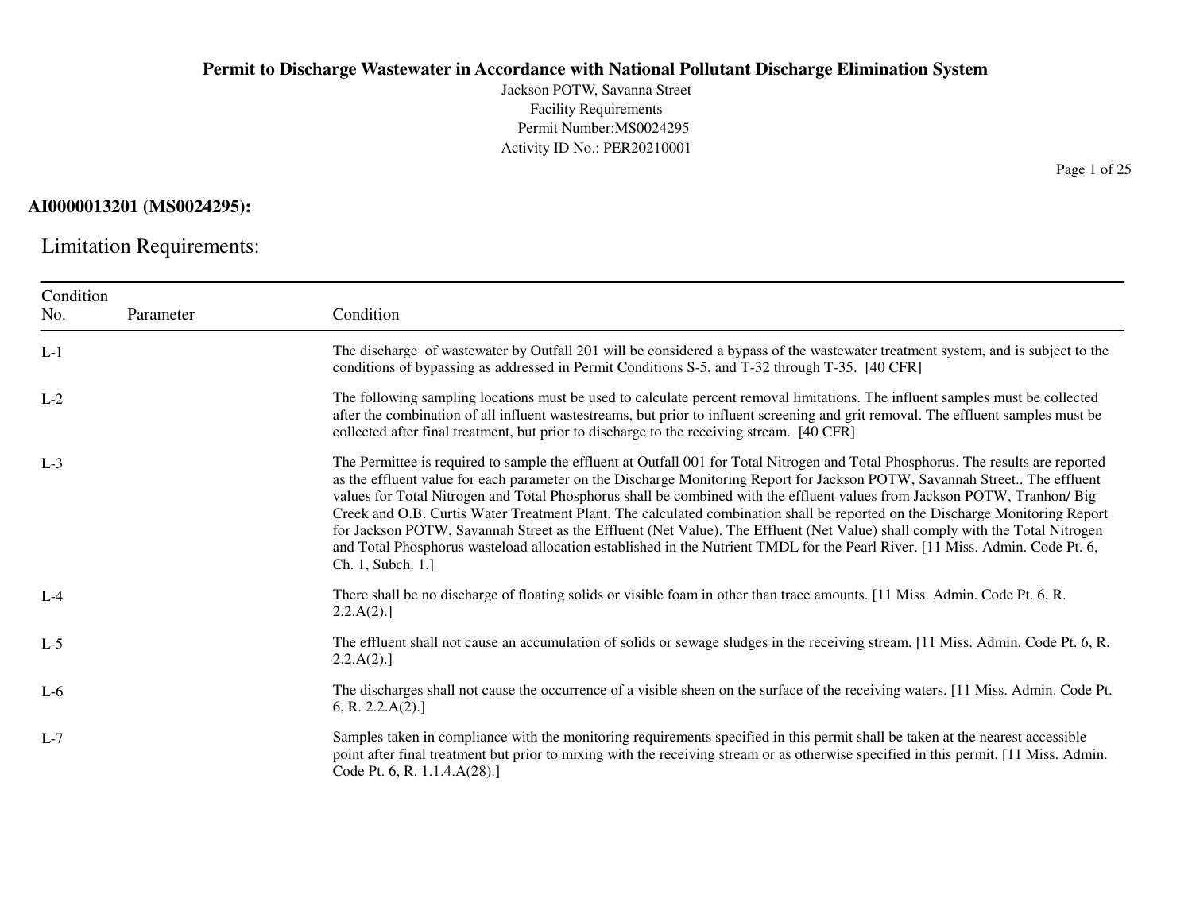# Permit to Discharge Wastewater in Accordance with National Pollutant Discharge Elimination System

Jackson POTW, Savanna Street
Facility Requirements
Permit Number:MS0024295
Activity ID No.: PER20210001

**AI0000013201 (MS0024295):**

## Limitation Requirements:

| Condition No. | Parameter | Condition |
|---|---|---|
| L-1 | | The discharge of wastewater by Outfall 201 will be considered a bypass of the wastewater treatment system, and is subject to the conditions of bypassing as addressed in Permit Conditions S-5, and T-32 through T-35. [40 CFR] |
| L-2 | | The following sampling locations must be used to calculate percent removal limitations. The influent samples must be collected after the combination of all influent wastestreams, but prior to influent screening and grit removal. The effluent samples must be collected after final treatment, but prior to discharge to the receiving stream. [40 CFR] |
| L-3 | | The Permittee is required to sample the effluent at Outfall 001 for Total Nitrogen and Total Phosphorus. The results are reported as the effluent value for each parameter on the Discharge Monitoring Report for Jackson POTW, Savannah Street.. The effluent values for Total Nitrogen and Total Phosphorus shall be combined with the effluent values from Jackson POTW, Tranhon/ Big Creek and O.B. Curtis Water Treatment Plant. The calculated combination shall be reported on the Discharge Monitoring Report for Jackson POTW, Savannah Street as the Effluent (Net Value). The Effluent (Net Value) shall comply with the Total Nitrogen and Total Phosphorus wasteload allocation established in the Nutrient TMDL for the Pearl River. [11 Miss. Admin. Code Pt. 6, Ch. 1, Subch. 1.] |
| L-4 | | There shall be no discharge of floating solids or visible foam in other than trace amounts. [11 Miss. Admin. Code Pt. 6, R. 2.2.A(2).] |
| L-5 | | The effluent shall not cause an accumulation of solids or sewage sludges in the receiving stream. [11 Miss. Admin. Code Pt. 6, R. 2.2.A(2).] |
| L-6 | | The discharges shall not cause the occurrence of a visible sheen on the surface of the receiving waters. [11 Miss. Admin. Code Pt. 6, R. 2.2.A(2).] |
| L-7 | | Samples taken in compliance with the monitoring requirements specified in this permit shall be taken at the nearest accessible point after final treatment but prior to mixing with the receiving stream or as otherwise specified in this permit. [11 Miss. Admin. Code Pt. 6, R. 1.1.4.A(28).] |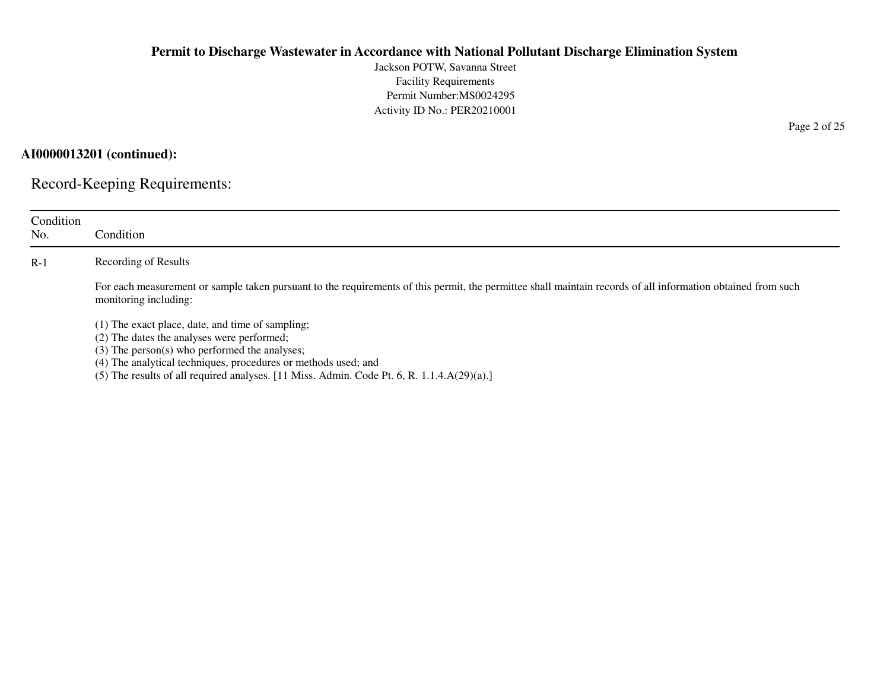**AI0000013201 (continued):**

## Record-Keeping Requirements:

| Condition No. | Condition |
|---|---|
| R-1 | Recording of Results<br><br>For each measurement or sample taken pursuant to the requirements of this permit, the permittee shall maintain records of all information obtained from such monitoring including:<br><br>(1) The exact place, date, and time of sampling;<br>(2) The dates the analyses were performed;<br>(3) The person(s) who performed the analyses;<br>(4) The analytical techniques, procedures or methods used; and<br>(5) The results of all required analyses. [11 Miss. Admin. Code Pt. 6, R. 1.1.4.A(29)(a).] |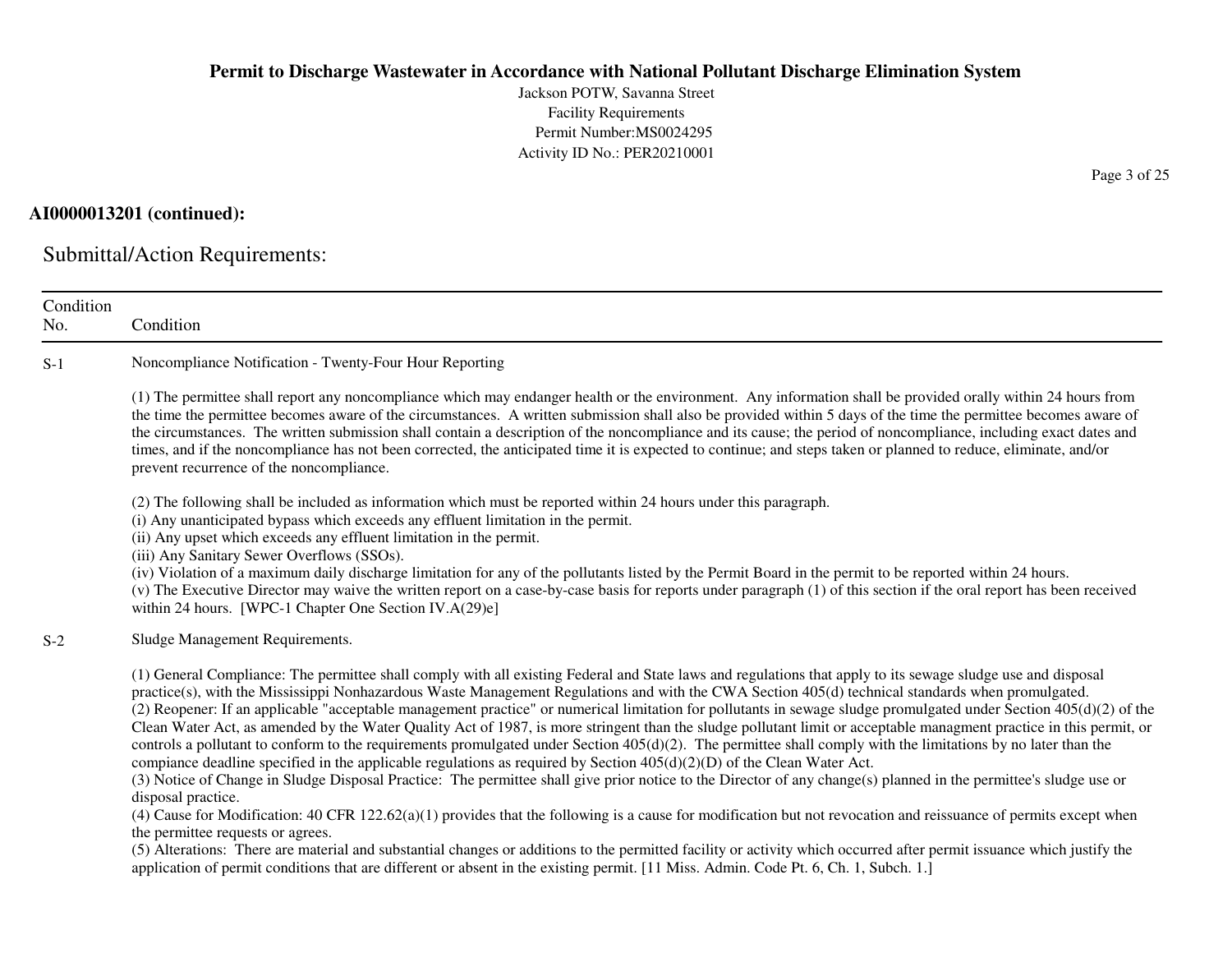**AI0000013201 (continued):**

## Submittal/Action Requirements:

| Condition No. | Condition |
|---|---|
| S-1 | Noncompliance Notification - Twenty-Four Hour Reporting<br><br>(1) The permittee shall report any noncompliance which may endanger health or the environment. Any information shall be provided orally within 24 hours from the time the permittee becomes aware of the circumstances. A written submission shall also be provided within 5 days of the time the permittee becomes aware of the circumstances. The written submission shall contain a description of the noncompliance and its cause; the period of noncompliance, including exact dates and times, and if the noncompliance has not been corrected, the anticipated time it is expected to continue; and steps taken or planned to reduce, eliminate, and/or prevent recurrence of the noncompliance.<br><br>(2) The following shall be included as information which must be reported within 24 hours under this paragraph.<br>(i) Any unanticipated bypass which exceeds any effluent limitation in the permit.<br>(ii) Any upset which exceeds any effluent limitation in the permit.<br>(iii) Any Sanitary Sewer Overflows (SSOs).<br>(iv) Violation of a maximum daily discharge limitation for any of the pollutants listed by the Permit Board in the permit to be reported within 24 hours.<br>(v) The Executive Director may waive the written report on a case-by-case basis for reports under paragraph (1) of this section if the oral report has been received within 24 hours. [WPC-1 Chapter One Section IV.A(29)e] |
| S-2 | Sludge Management Requirements.<br><br>(1) General Compliance: The permittee shall comply with all existing Federal and State laws and regulations that apply to its sewage sludge use and disposal practice(s), with the Mississippi Nonhazardous Waste Management Regulations and with the CWA Section 405(d) technical standards when promulgated.<br>(2) Reopener: If an applicable "acceptable management practice" or numerical limitation for pollutants in sewage sludge promulgated under Section 405(d)(2) of the Clean Water Act, as amended by the Water Quality Act of 1987, is more stringent than the sludge pollutant limit or acceptable managment practice in this permit, or controls a pollutant to conform to the requirements promulgated under Section 405(d)(2). The permittee shall comply with the limitations by no later than the compiance deadline specified in the applicable regulations as required by Section 405(d)(2)(D) of the Clean Water Act.<br>(3) Notice of Change in Sludge Disposal Practice: The permittee shall give prior notice to the Director of any change(s) planned in the permittee's sludge use or disposal practice.<br>(4) Cause for Modification: 40 CFR 122.62(a)(1) provides that the following is a cause for modification but not revocation and reissuance of permits except when the permittee requests or agrees.<br>(5) Alterations: There are material and substantial changes or additions to the permitted facility or activity which occurred after permit issuance which justify the application of permit conditions that are different or absent in the existing permit. [11 Miss. Admin. Code Pt. 6, Ch. 1, Subch. 1.] |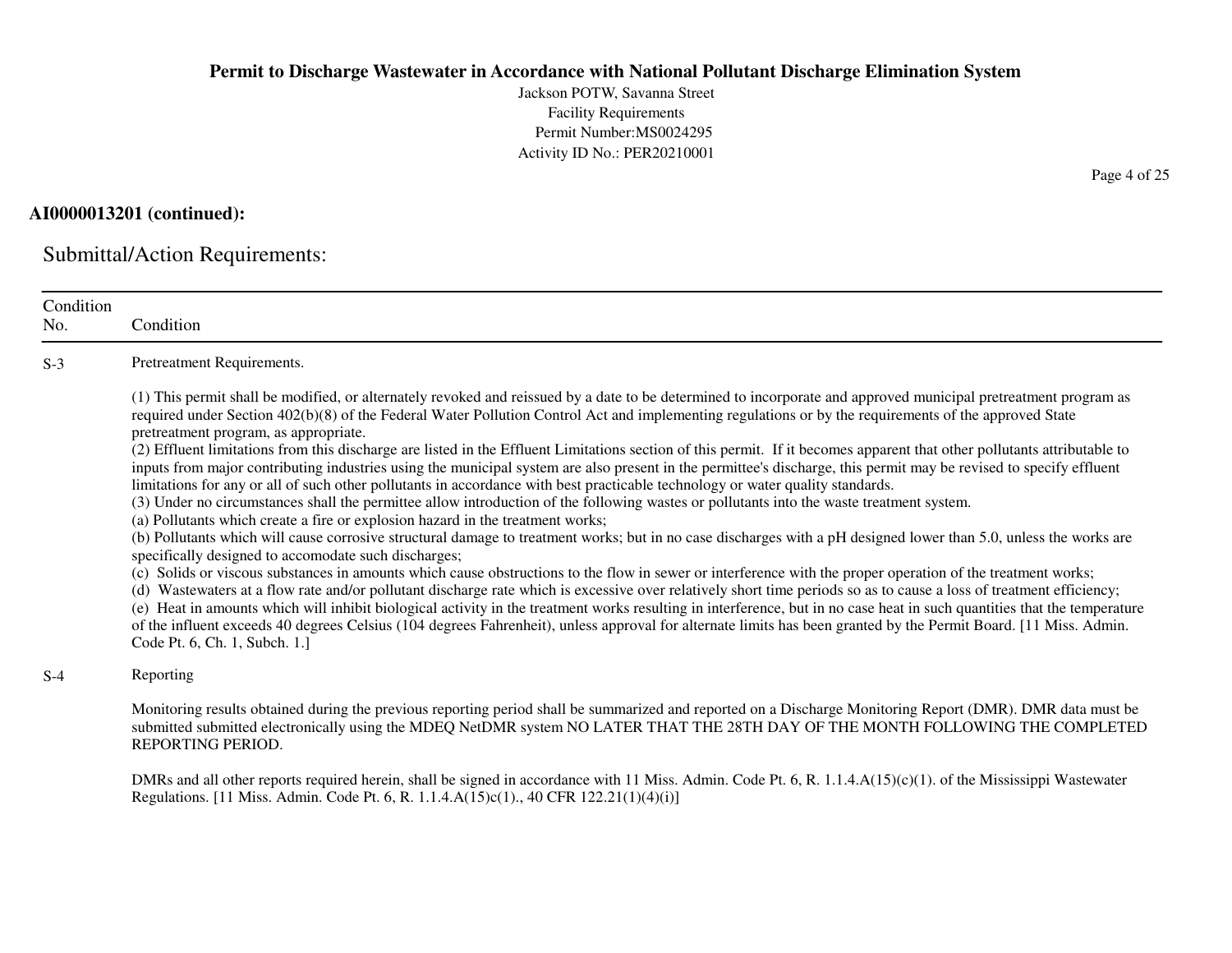**AI0000013201 (continued):**

## Submittal/Action Requirements:

| Condition No. | Condition |
|---|---|
| S-3 | Pretreatment Requirements.<br><br>(1) This permit shall be modified, or alternately revoked and reissued by a date to be determined to incorporate and approved municipal pretreatment program as required under Section 402(b)(8) of the Federal Water Pollution Control Act and implementing regulations or by the requirements of the approved State pretreatment program, as appropriate.<br>(2) Effluent limitations from this discharge are listed in the Effluent Limitations section of this permit. If it becomes apparent that other pollutants attributable to inputs from major contributing industries using the municipal system are also present in the permittee's discharge, this permit may be revised to specify effluent limitations for any or all of such other pollutants in accordance with best practicable technology or water quality standards.<br>(3) Under no circumstances shall the permittee allow introduction of the following wastes or pollutants into the waste treatment system.<br>(a) Pollutants which create a fire or explosion hazard in the treatment works;<br>(b) Pollutants which will cause corrosive structural damage to treatment works; but in no case discharges with a pH designed lower than 5.0, unless the works are specifically designed to accomodate such discharges;<br>(c) Solids or viscous substances in amounts which cause obstructions to the flow in sewer or interference with the proper operation of the treatment works;<br>(d) Wastewaters at a flow rate and/or pollutant discharge rate which is excessive over relatively short time periods so as to cause a loss of treatment efficiency;<br>(e) Heat in amounts which will inhibit biological activity in the treatment works resulting in interference, but in no case heat in such quantities that the temperature of the influent exceeds 40 degrees Celsius (104 degrees Fahrenheit), unless approval for alternate limits has been granted by the Permit Board. [11 Miss. Admin. Code Pt. 6, Ch. 1, Subch. 1.] |
| S-4 | Reporting<br><br>Monitoring results obtained during the previous reporting period shall be summarized and reported on a Discharge Monitoring Report (DMR). DMR data must be submitted submitted electronically using the MDEQ NetDMR system NO LATER THAT THE 28TH DAY OF THE MONTH FOLLOWING THE COMPLETED REPORTING PERIOD.<br><br>DMRs and all other reports required herein, shall be signed in accordance with 11 Miss. Admin. Code Pt. 6, R. 1.1.4.A(15)(c)(1). of the Mississippi Wastewater Regulations. [11 Miss. Admin. Code Pt. 6, R. 1.1.4.A(15)c(1)., 40 CFR 122.21(1)(4)(i)] |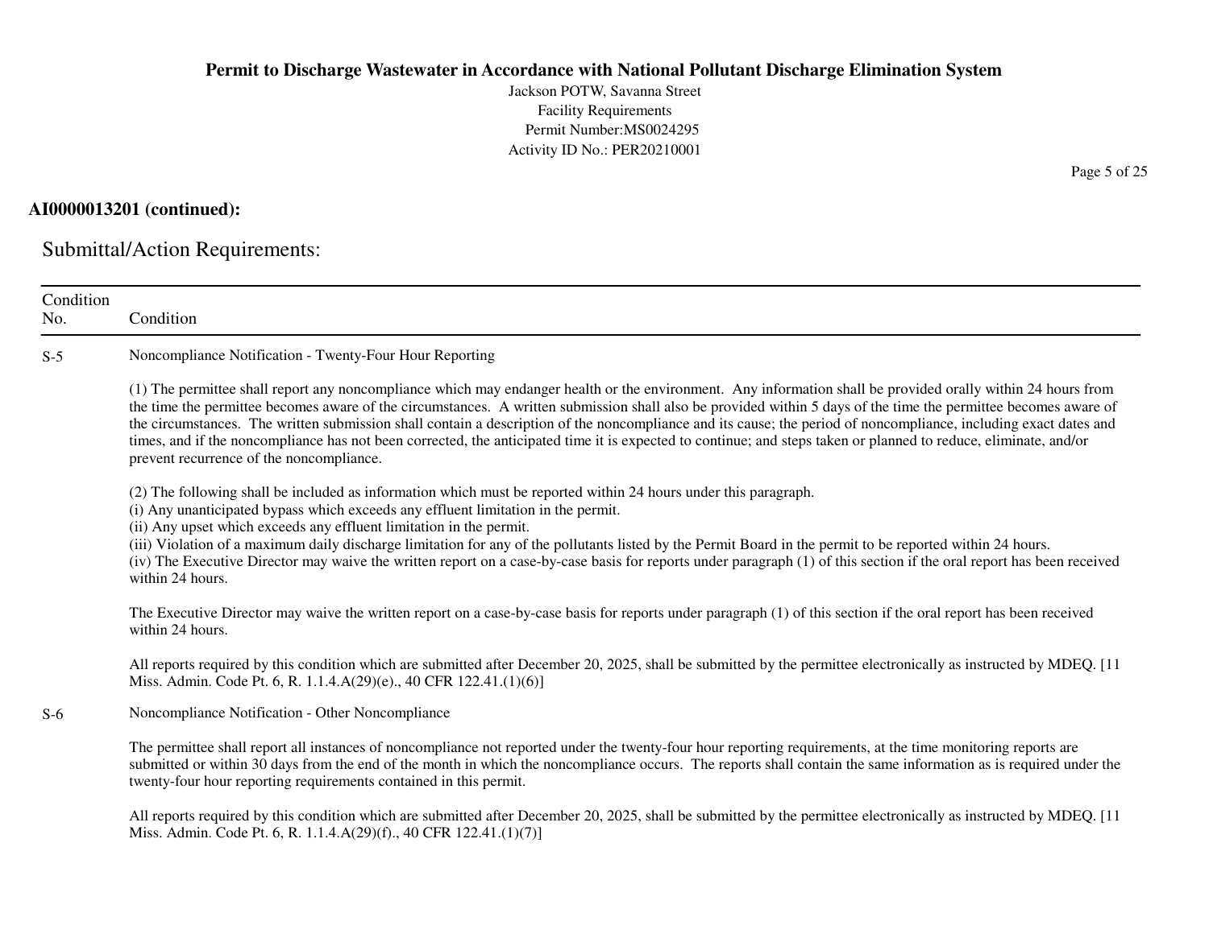**AI0000013201 (continued):**

## Submittal/Action Requirements:

| Condition No. | Condition |
|---|---|
| S-5 | Noncompliance Notification - Twenty-Four Hour Reporting<br><br>(1) The permittee shall report any noncompliance which may endanger health or the environment. Any information shall be provided orally within 24 hours from the time the permittee becomes aware of the circumstances. A written submission shall also be provided within 5 days of the time the permittee becomes aware of the circumstances. The written submission shall contain a description of the noncompliance and its cause; the period of noncompliance, including exact dates and times, and if the noncompliance has not been corrected, the anticipated time it is expected to continue; and steps taken or planned to reduce, eliminate, and/or prevent recurrence of the noncompliance.<br><br>(2) The following shall be included as information which must be reported within 24 hours under this paragraph.<br>(i) Any unanticipated bypass which exceeds any effluent limitation in the permit.<br>(ii) Any upset which exceeds any effluent limitation in the permit.<br>(iii) Violation of a maximum daily discharge limitation for any of the pollutants listed by the Permit Board in the permit to be reported within 24 hours.<br>(iv) The Executive Director may waive the written report on a case-by-case basis for reports under paragraph (1) of this section if the oral report has been received within 24 hours.<br><br>The Executive Director may waive the written report on a case-by-case basis for reports under paragraph (1) of this section if the oral report has been received within 24 hours.<br><br>All reports required by this condition which are submitted after December 20, 2025, shall be submitted by the permittee electronically as instructed by MDEQ. [11 Miss. Admin. Code Pt. 6, R. 1.1.4.A(29)(e)., 40 CFR 122.41.(1)(6)] |
| S-6 | Noncompliance Notification - Other Noncompliance<br><br>The permittee shall report all instances of noncompliance not reported under the twenty-four hour reporting requirements, at the time monitoring reports are submitted or within 30 days from the end of the month in which the noncompliance occurs. The reports shall contain the same information as is required under the twenty-four hour reporting requirements contained in this permit.<br><br>All reports required by this condition which are submitted after December 20, 2025, shall be submitted by the permittee electronically as instructed by MDEQ. [11 Miss. Admin. Code Pt. 6, R. 1.1.4.A(29)(f)., 40 CFR 122.41.(1)(7)] |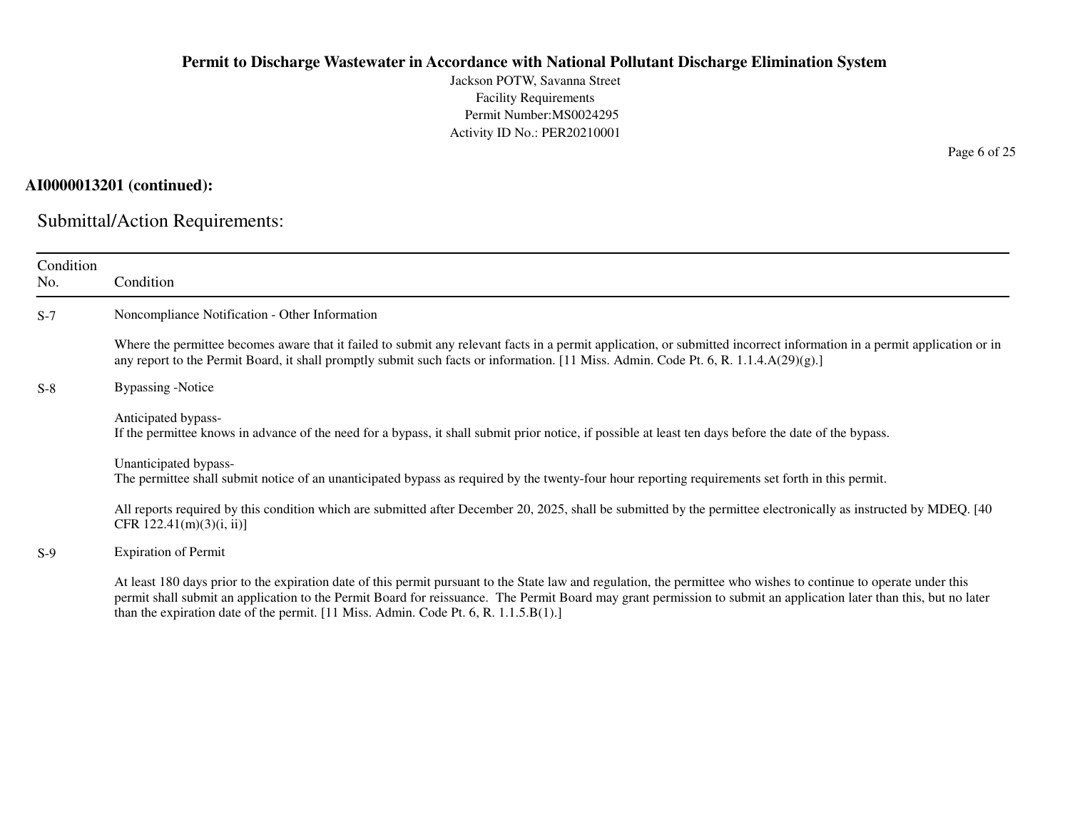**AI0000013201 (continued):**

## Submittal/Action Requirements:

| Condition No. | Condition |
|---|---|
| S-7 | Noncompliance Notification - Other Information<br><br>Where the permittee becomes aware that it failed to submit any relevant facts in a permit application, or submitted incorrect information in a permit application or in any report to the Permit Board, it shall promptly submit such facts or information. [11 Miss. Admin. Code Pt. 6, R. 1.1.4.A(29)(g).] |
| S-8 | Bypassing -Notice<br><br>Anticipated bypass-<br>If the permittee knows in advance of the need for a bypass, it shall submit prior notice, if possible at least ten days before the date of the bypass.<br><br>Unanticipated bypass-<br>The permittee shall submit notice of an unanticipated bypass as required by the twenty-four hour reporting requirements set forth in this permit.<br><br>All reports required by this condition which are submitted after December 20, 2025, shall be submitted by the permittee electronically as instructed by MDEQ. [40 CFR 122.41(m)(3)(i, ii)] |
| S-9 | Expiration of Permit<br><br>At least 180 days prior to the expiration date of this permit pursuant to the State law and regulation, the permittee who wishes to continue to operate under this permit shall submit an application to the Permit Board for reissuance. The Permit Board may grant permission to submit an application later than this, but no later than the expiration date of the permit. [11 Miss. Admin. Code Pt. 6, R. 1.1.5.B(1).] |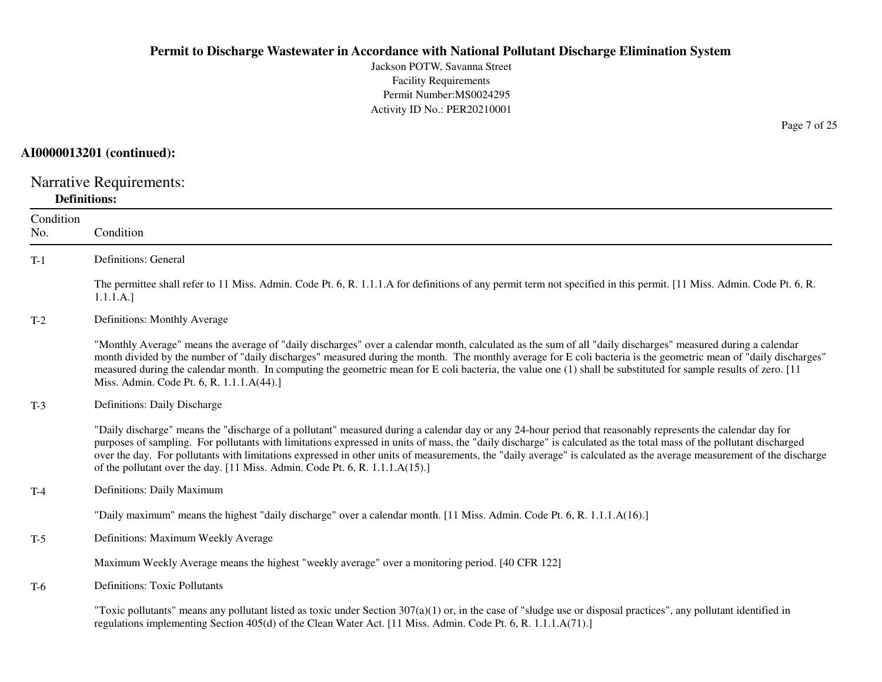**AI0000013201 (continued):**

## Narrative Requirements:

### Definitions:

| Condition No. | Condition |
|---|---|
| T-1 | Definitions: General<br><br>The permittee shall refer to 11 Miss. Admin. Code Pt. 6, R. 1.1.1.A for definitions of any permit term not specified in this permit. [11 Miss. Admin. Code Pt. 6, R. 1.1.1.A.] |
| T-2 | Definitions: Monthly Average<br><br>"Monthly Average" means the average of "daily discharges" over a calendar month, calculated as the sum of all "daily discharges" measured during a calendar month divided by the number of "daily discharges" measured during the month. The monthly average for E coli bacteria is the geometric mean of "daily discharges" measured during the calendar month. In computing the geometric mean for E coli bacteria, the value one (1) shall be substituted for sample results of zero. [11 Miss. Admin. Code Pt. 6, R. 1.1.1.A(44).] |
| T-3 | Definitions: Daily Discharge<br><br>"Daily discharge" means the "discharge of a pollutant" measured during a calendar day or any 24-hour period that reasonably represents the calendar day for purposes of sampling. For pollutants with limitations expressed in units of mass, the "daily discharge" is calculated as the total mass of the pollutant discharged over the day. For pollutants with limitations expressed in other units of measurements, the "daily average" is calculated as the average measurement of the discharge of the pollutant over the day. [11 Miss. Admin. Code Pt. 6, R. 1.1.1.A(15).] |
| T-4 | Definitions: Daily Maximum<br><br>"Daily maximum" means the highest "daily discharge" over a calendar month. [11 Miss. Admin. Code Pt. 6, R. 1.1.1.A(16).] |
| T-5 | Definitions: Maximum Weekly Average<br><br>Maximum Weekly Average means the highest "weekly average" over a monitoring period. [40 CFR 122] |
| T-6 | Definitions: Toxic Pollutants<br><br>"Toxic pollutants" means any pollutant listed as toxic under Section 307(a)(1) or, in the case of "sludge use or disposal practices", any pollutant identified in regulations implementing Section 405(d) of the Clean Water Act. [11 Miss. Admin. Code Pt. 6, R. 1.1.1.A(71).] |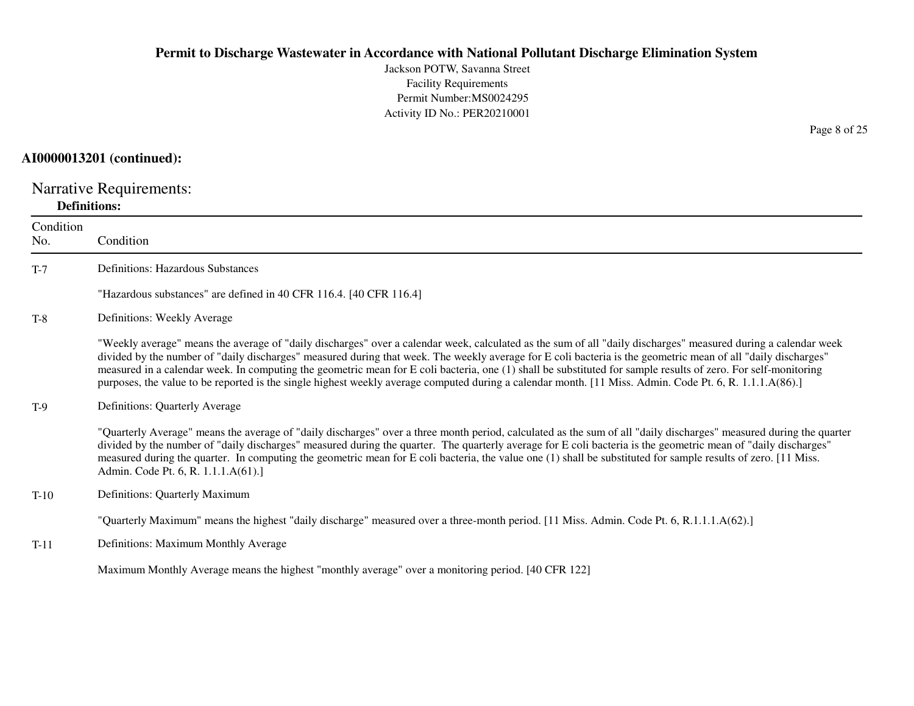**AI0000013201 (continued):**

## Narrative Requirements:

**Definitions:**

| Condition No. | Condition |
| --- | --- |
| T-7 | Definitions: Hazardous Substances<br><br>"Hazardous substances" are defined in 40 CFR 116.4. [40 CFR 116.4] |
| T-8 | Definitions: Weekly Average<br><br>"Weekly average" means the average of "daily discharges" over a calendar week, calculated as the sum of all "daily discharges" measured during a calendar week divided by the number of "daily discharges" measured during that week. The weekly average for E coli bacteria is the geometric mean of all "daily discharges" measured in a calendar week. In computing the geometric mean for E coli bacteria, one (1) shall be substituted for sample results of zero. For self-monitoring purposes, the value to be reported is the single highest weekly average computed during a calendar month. [11 Miss. Admin. Code Pt. 6, R. 1.1.1.A(86).] |
| T-9 | Definitions: Quarterly Average<br><br>"Quarterly Average" means the average of "daily discharges" over a three month period, calculated as the sum of all "daily discharges" measured during the quarter divided by the number of "daily discharges" measured during the quarter. The quarterly average for E coli bacteria is the geometric mean of "daily discharges" measured during the quarter. In computing the geometric mean for E coli bacteria, the value one (1) shall be substituted for sample results of zero. [11 Miss. Admin. Code Pt. 6, R. 1.1.1.A(61).] |
| T-10 | Definitions: Quarterly Maximum<br><br>"Quarterly Maximum" means the highest "daily discharge" measured over a three-month period. [11 Miss. Admin. Code Pt. 6, R.1.1.1.A(62).] |
| T-11 | Definitions: Maximum Monthly Average<br><br>Maximum Monthly Average means the highest "monthly average" over a monitoring period. [40 CFR 122] |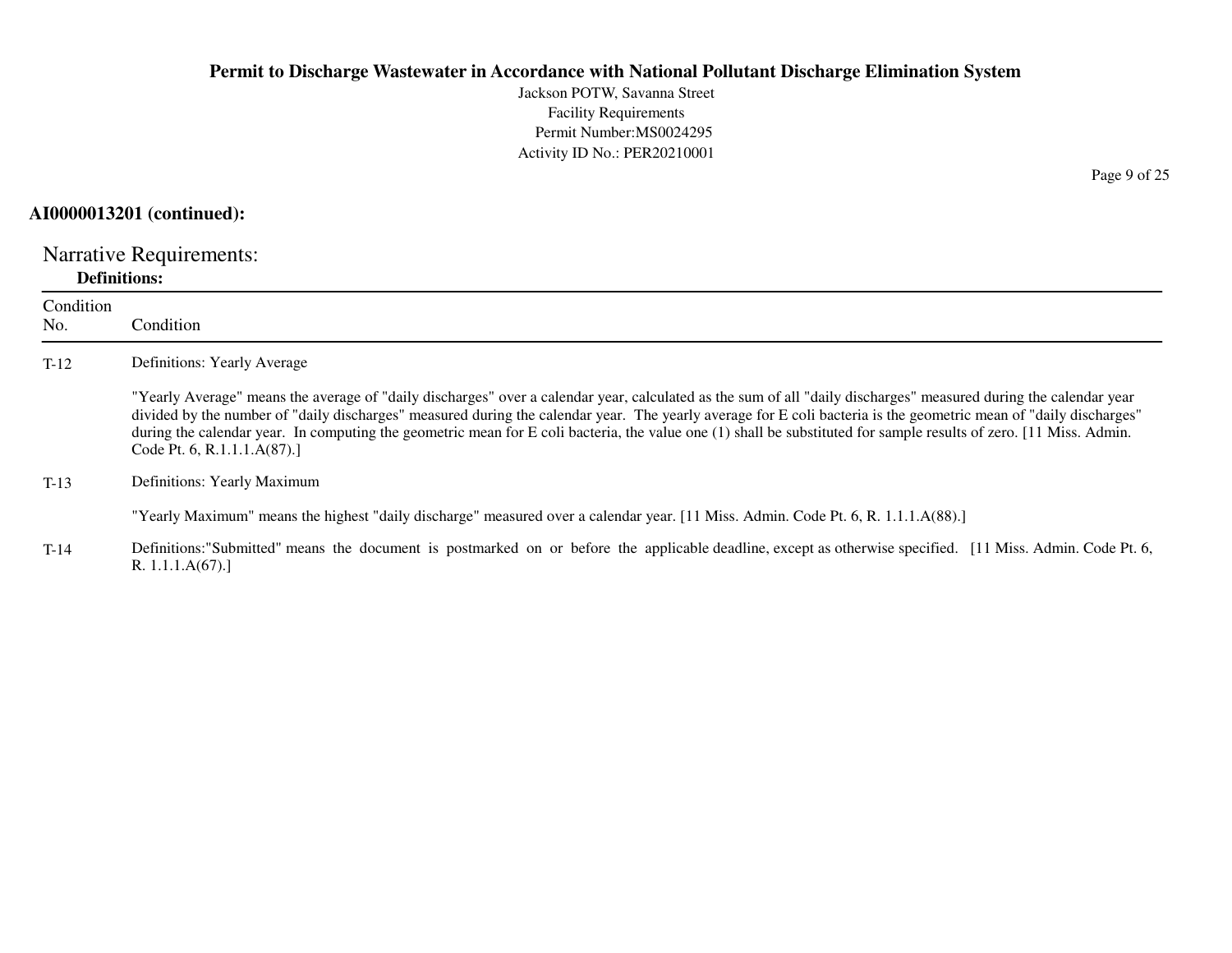**AI0000013201 (continued):**

## Narrative Requirements:

**Definitions:**

| Condition No. | Condition |
|---|---|
| T-12 | Definitions: Yearly Average<br><br>"Yearly Average" means the average of "daily discharges" over a calendar year, calculated as the sum of all "daily discharges" measured during the calendar year divided by the number of "daily discharges" measured during the calendar year. The yearly average for E coli bacteria is the geometric mean of "daily discharges" during the calendar year. In computing the geometric mean for E coli bacteria, the value one (1) shall be substituted for sample results of zero. [11 Miss. Admin. Code Pt. 6, R.1.1.1.A(87).] |
| T-13 | Definitions: Yearly Maximum<br><br>"Yearly Maximum" means the highest "daily discharge" measured over a calendar year. [11 Miss. Admin. Code Pt. 6, R. 1.1.1.A(88).] |
| T-14 | Definitions:"Submitted" means the document is postmarked on or before the applicable deadline, except as otherwise specified. [11 Miss. Admin. Code Pt. 6, R. 1.1.1.A(67).] |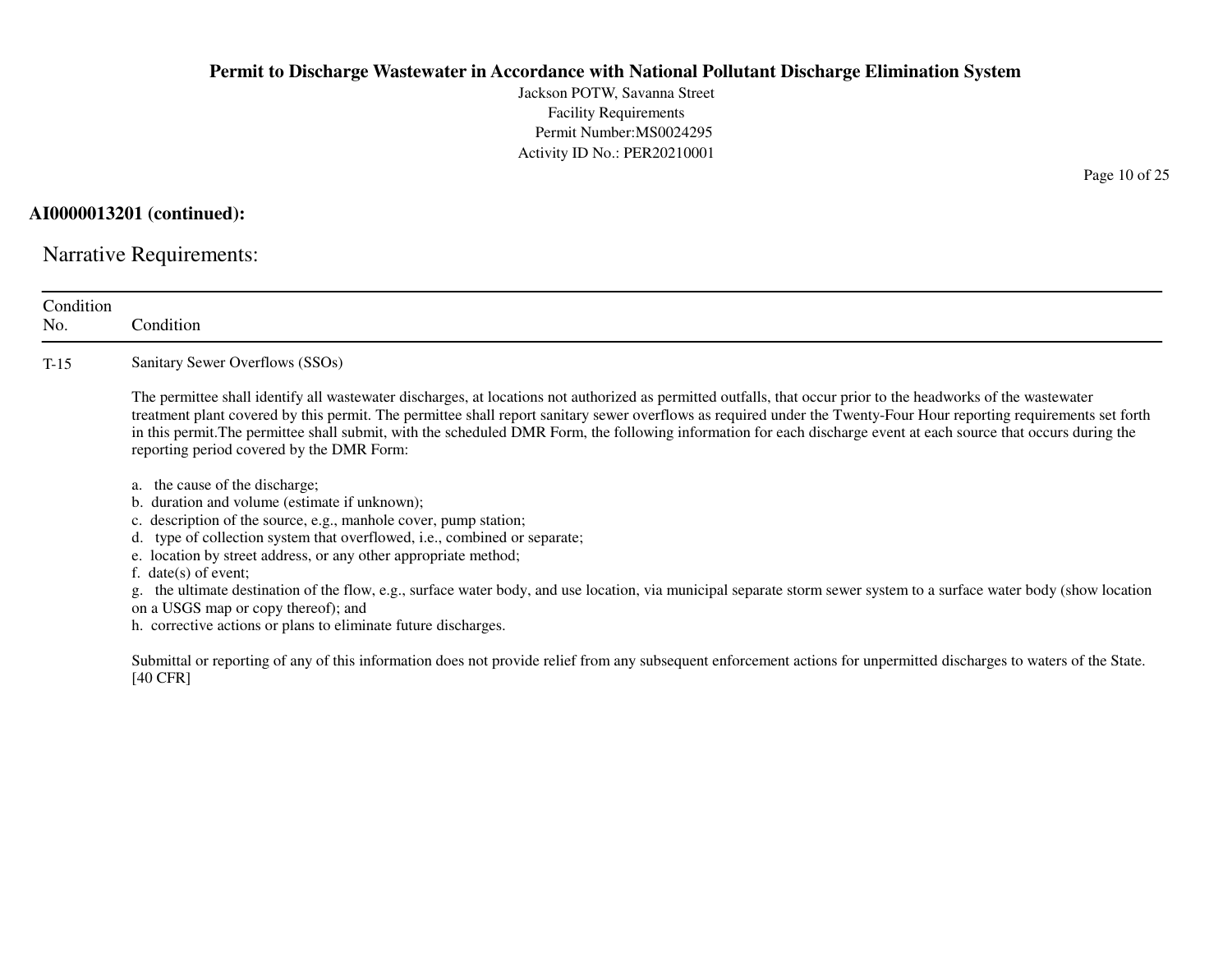**AI0000013201 (continued):**

## Narrative Requirements:

| Condition No. | Condition |
|---|---|
| T-15 | Sanitary Sewer Overflows (SSOs)<br><br>The permittee shall identify all wastewater discharges, at locations not authorized as permitted outfalls, that occur prior to the headworks of the wastewater treatment plant covered by this permit. The permittee shall report sanitary sewer overflows as required under the Twenty-Four Hour reporting requirements set forth in this permit.The permittee shall submit, with the scheduled DMR Form, the following information for each discharge event at each source that occurs during the reporting period covered by the DMR Form:<br><br>a. the cause of the discharge;<br>b. duration and volume (estimate if unknown);<br>c. description of the source, e.g., manhole cover, pump station;<br>d. type of collection system that overflowed, i.e., combined or separate;<br>e. location by street address, or any other appropriate method;<br>f. date(s) of event;<br>g. the ultimate destination of the flow, e.g., surface water body, and use location, via municipal separate storm sewer system to a surface water body (show location on a USGS map or copy thereof); and<br>h. corrective actions or plans to eliminate future discharges.<br><br>Submittal or reporting of any of this information does not provide relief from any subsequent enforcement actions for unpermitted discharges to waters of the State. [40 CFR] |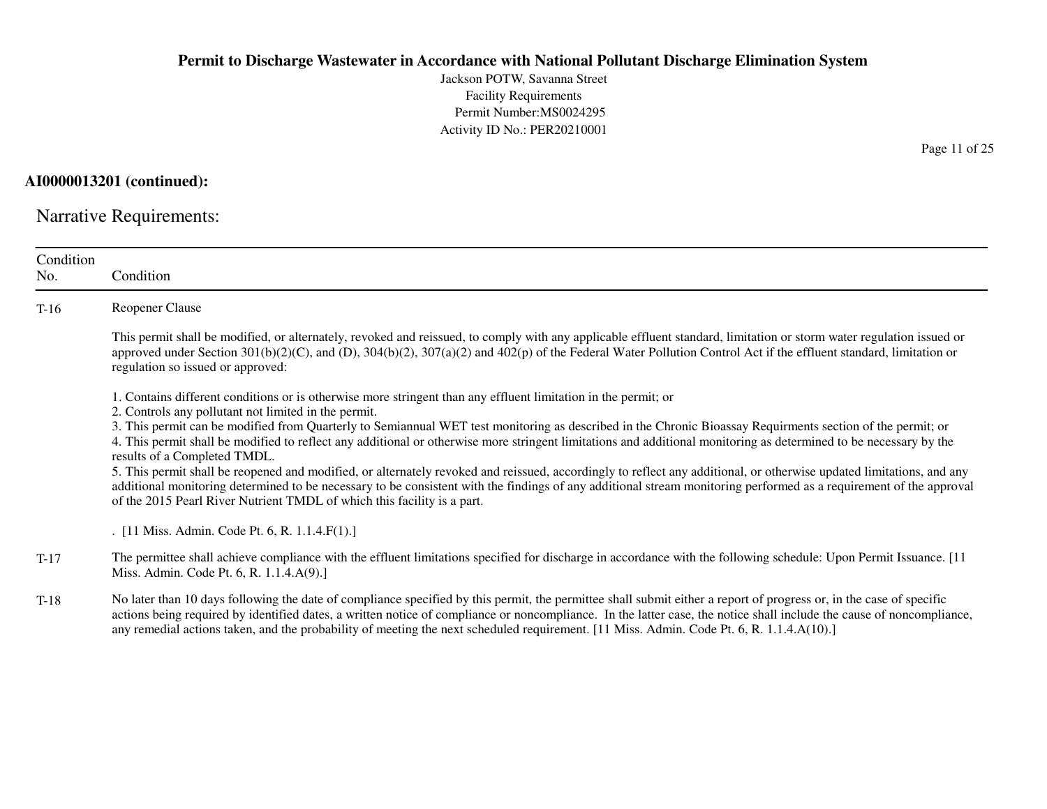**AI0000013201 (continued):**

## Narrative Requirements:

| Condition No. | Condition |
|---|---|
| T-16 | Reopener Clause<br><br>This permit shall be modified, or alternately, revoked and reissued, to comply with any applicable effluent standard, limitation or storm water regulation issued or approved under Section 301(b)(2)(C), and (D), 304(b)(2), 307(a)(2) and 402(p) of the Federal Water Pollution Control Act if the effluent standard, limitation or regulation so issued or approved:<br><br>1. Contains different conditions or is otherwise more stringent than any effluent limitation in the permit; or<br>2. Controls any pollutant not limited in the permit.<br>3. This permit can be modified from Quarterly to Semiannual WET test monitoring as described in the Chronic Bioassay Requirments section of the permit; or<br>4. This permit shall be modified to reflect any additional or otherwise more stringent limitations and additional monitoring as determined to be necessary by the results of a Completed TMDL.<br>5. This permit shall be reopened and modified, or alternately revoked and reissued, accordingly to reflect any additional, or otherwise updated limitations, and any additional monitoring determined to be necessary to be consistent with the findings of any additional stream monitoring performed as a requirement of the approval of the 2015 Pearl River Nutrient TMDL of which this facility is a part.<br><br>. [11 Miss. Admin. Code Pt. 6, R. 1.1.4.F(1).] |
| T-17 | The permittee shall achieve compliance with the effluent limitations specified for discharge in accordance with the following schedule: Upon Permit Issuance. [11 Miss. Admin. Code Pt. 6, R. 1.1.4.A(9).] |
| T-18 | No later than 10 days following the date of compliance specified by this permit, the permittee shall submit either a report of progress or, in the case of specific actions being required by identified dates, a written notice of compliance or noncompliance. In the latter case, the notice shall include the cause of noncompliance, any remedial actions taken, and the probability of meeting the next scheduled requirement. [11 Miss. Admin. Code Pt. 6, R. 1.1.4.A(10).] |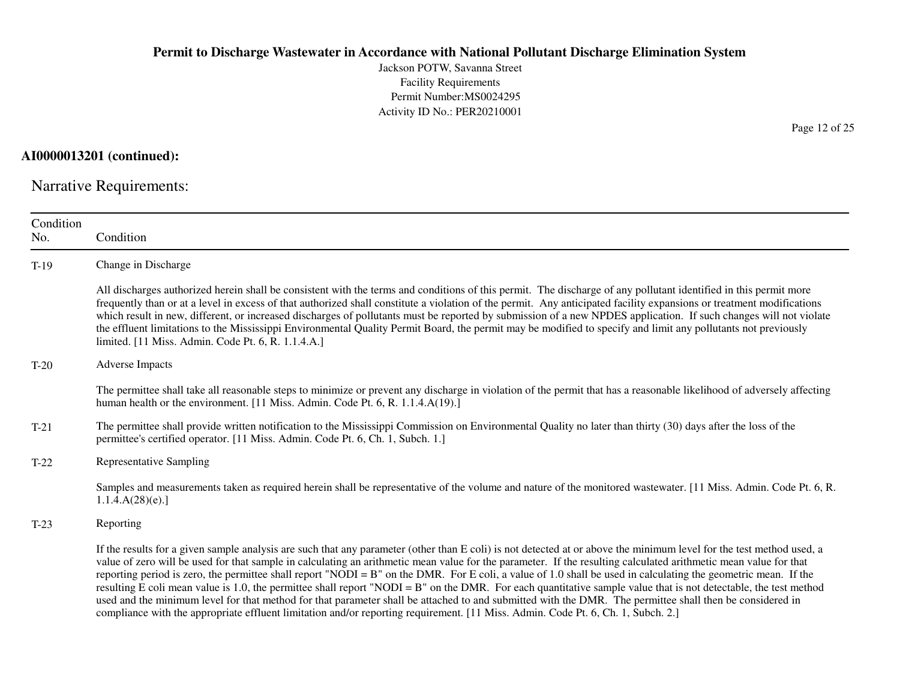**AI0000013201 (continued):**

## Narrative Requirements:

| Condition No. | Condition |
|---|---|
| T-19 | Change in Discharge<br><br>All discharges authorized herein shall be consistent with the terms and conditions of this permit. The discharge of any pollutant identified in this permit more frequently than or at a level in excess of that authorized shall constitute a violation of the permit. Any anticipated facility expansions or treatment modifications which result in new, different, or increased discharges of pollutants must be reported by submission of a new NPDES application. If such changes will not violate the effluent limitations to the Mississippi Environmental Quality Permit Board, the permit may be modified to specify and limit any pollutants not previously limited. [11 Miss. Admin. Code Pt. 6, R. 1.1.4.A.] |
| T-20 | Adverse Impacts<br><br>The permittee shall take all reasonable steps to minimize or prevent any discharge in violation of the permit that has a reasonable likelihood of adversely affecting human health or the environment. [11 Miss. Admin. Code Pt. 6, R. 1.1.4.A(19).] |
| T-21 | The permittee shall provide written notification to the Mississippi Commission on Environmental Quality no later than thirty (30) days after the loss of the permittee's certified operator. [11 Miss. Admin. Code Pt. 6, Ch. 1, Subch. 1.] |
| T-22 | Representative Sampling<br><br>Samples and measurements taken as required herein shall be representative of the volume and nature of the monitored wastewater. [11 Miss. Admin. Code Pt. 6, R. 1.1.4.A(28)(e).] |
| T-23 | Reporting<br><br>If the results for a given sample analysis are such that any parameter (other than E coli) is not detected at or above the minimum level for the test method used, a value of zero will be used for that sample in calculating an arithmetic mean value for the parameter. If the resulting calculated arithmetic mean value for that reporting period is zero, the permittee shall report "NODI = B" on the DMR. For E coli, a value of 1.0 shall be used in calculating the geometric mean. If the resulting E coli mean value is 1.0, the permittee shall report "NODI = B" on the DMR. For each quantitative sample value that is not detectable, the test method used and the minimum level for that method for that parameter shall be attached to and submitted with the DMR. The permittee shall then be considered in compliance with the appropriate effluent limitation and/or reporting requirement. [11 Miss. Admin. Code Pt. 6, Ch. 1, Subch. 2.] |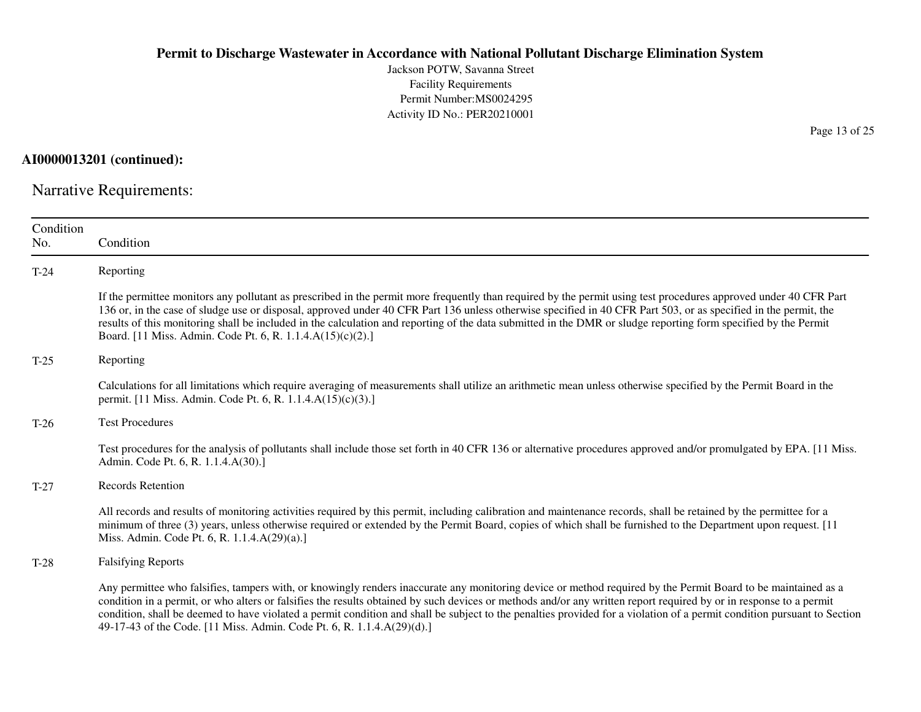**AI0000013201 (continued):**

## Narrative Requirements:

| Condition No. | Condition |
|---|---|
| T-24 | Reporting<br><br>If the permittee monitors any pollutant as prescribed in the permit more frequently than required by the permit using test procedures approved under 40 CFR Part 136 or, in the case of sludge use or disposal, approved under 40 CFR Part 136 unless otherwise specified in 40 CFR Part 503, or as specified in the permit, the results of this monitoring shall be included in the calculation and reporting of the data submitted in the DMR or sludge reporting form specified by the Permit Board. [11 Miss. Admin. Code Pt. 6, R. 1.1.4.A(15)(c)(2).] |
| T-25 | Reporting<br><br>Calculations for all limitations which require averaging of measurements shall utilize an arithmetic mean unless otherwise specified by the Permit Board in the permit. [11 Miss. Admin. Code Pt. 6, R. 1.1.4.A(15)(c)(3).] |
| T-26 | Test Procedures<br><br>Test procedures for the analysis of pollutants shall include those set forth in 40 CFR 136 or alternative procedures approved and/or promulgated by EPA. [11 Miss. Admin. Code Pt. 6, R. 1.1.4.A(30).] |
| T-27 | Records Retention<br><br>All records and results of monitoring activities required by this permit, including calibration and maintenance records, shall be retained by the permittee for a minimum of three (3) years, unless otherwise required or extended by the Permit Board, copies of which shall be furnished to the Department upon request. [11 Miss. Admin. Code Pt. 6, R. 1.1.4.A(29)(a).] |
| T-28 | Falsifying Reports<br><br>Any permittee who falsifies, tampers with, or knowingly renders inaccurate any monitoring device or method required by the Permit Board to be maintained as a condition in a permit, or who alters or falsifies the results obtained by such devices or methods and/or any written report required by or in response to a permit condition, shall be deemed to have violated a permit condition and shall be subject to the penalties provided for a violation of a permit condition pursuant to Section 49-17-43 of the Code. [11 Miss. Admin. Code Pt. 6, R. 1.1.4.A(29)(d).] |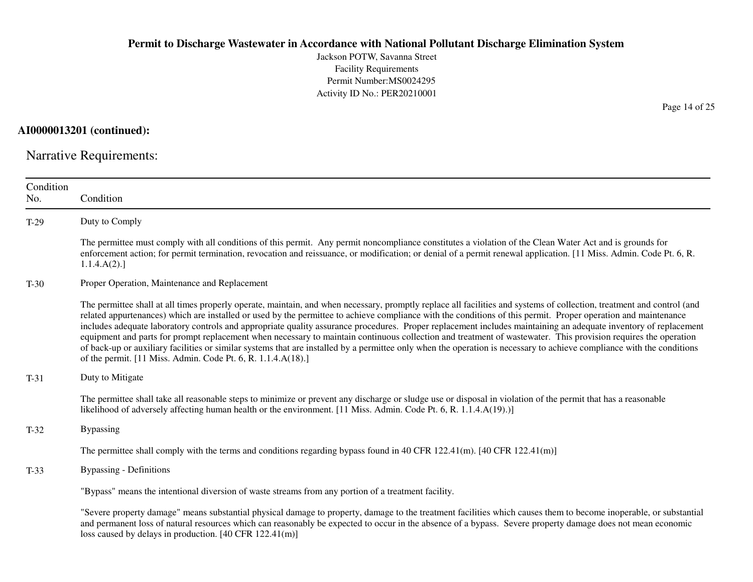**AI0000013201 (continued):**

## Narrative Requirements:

| Condition No. | Condition |
|---|---|
| T-29 | Duty to Comply<br><br>The permittee must comply with all conditions of this permit. Any permit noncompliance constitutes a violation of the Clean Water Act and is grounds for enforcement action; for permit termination, revocation and reissuance, or modification; or denial of a permit renewal application. [11 Miss. Admin. Code Pt. 6, R. 1.1.4.A(2).] |
| T-30 | Proper Operation, Maintenance and Replacement<br><br>The permittee shall at all times properly operate, maintain, and when necessary, promptly replace all facilities and systems of collection, treatment and control (and related appurtenances) which are installed or used by the permittee to achieve compliance with the conditions of this permit. Proper operation and maintenance includes adequate laboratory controls and appropriate quality assurance procedures. Proper replacement includes maintaining an adequate inventory of replacement equipment and parts for prompt replacement when necessary to maintain continuous collection and treatment of wastewater. This provision requires the operation of back-up or auxiliary facilities or similar systems that are installed by a permittee only when the operation is necessary to achieve compliance with the conditions of the permit. [11 Miss. Admin. Code Pt. 6, R. 1.1.4.A(18).] |
| T-31 | Duty to Mitigate<br><br>The permittee shall take all reasonable steps to minimize or prevent any discharge or sludge use or disposal in violation of the permit that has a reasonable likelihood of adversely affecting human health or the environment. [11 Miss. Admin. Code Pt. 6, R. 1.1.4.A(19).)] |
| T-32 | Bypassing<br><br>The permittee shall comply with the terms and conditions regarding bypass found in 40 CFR 122.41(m). [40 CFR 122.41(m)] |
| T-33 | Bypassing - Definitions<br><br>"Bypass" means the intentional diversion of waste streams from any portion of a treatment facility.<br><br>"Severe property damage" means substantial physical damage to property, damage to the treatment facilities which causes them to become inoperable, or substantial and permanent loss of natural resources which can reasonably be expected to occur in the absence of a bypass. Severe property damage does not mean economic loss caused by delays in production. [40 CFR 122.41(m)] |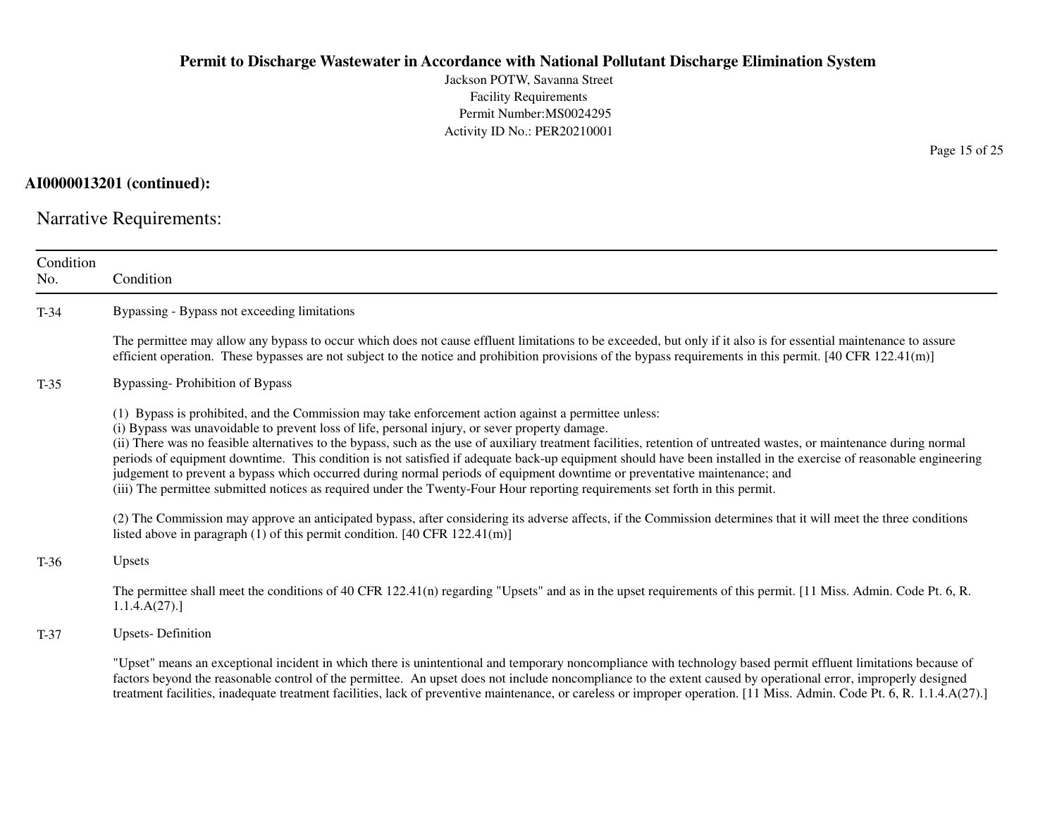**AI0000013201 (continued):**

## Narrative Requirements:

| Condition No. | Condition |
|---|---|
| T-34 | Bypassing - Bypass not exceeding limitations<br><br>The permittee may allow any bypass to occur which does not cause effluent limitations to be exceeded, but only if it also is for essential maintenance to assure efficient operation. These bypasses are not subject to the notice and prohibition provisions of the bypass requirements in this permit. [40 CFR 122.41(m)] |
| T-35 | Bypassing- Prohibition of Bypass<br><br>(1) Bypass is prohibited, and the Commission may take enforcement action against a permittee unless:<br>(i) Bypass was unavoidable to prevent loss of life, personal injury, or sever property damage.<br>(ii) There was no feasible alternatives to the bypass, such as the use of auxiliary treatment facilities, retention of untreated wastes, or maintenance during normal periods of equipment downtime. This condition is not satisfied if adequate back-up equipment should have been installed in the exercise of reasonable engineering judgement to prevent a bypass which occurred during normal periods of equipment downtime or preventative maintenance; and<br>(iii) The permittee submitted notices as required under the Twenty-Four Hour reporting requirements set forth in this permit.<br><br>(2) The Commission may approve an anticipated bypass, after considering its adverse affects, if the Commission determines that it will meet the three conditions listed above in paragraph (1) of this permit condition. [40 CFR 122.41(m)] |
| T-36 | Upsets<br><br>The permittee shall meet the conditions of 40 CFR 122.41(n) regarding "Upsets" and as in the upset requirements of this permit. [11 Miss. Admin. Code Pt. 6, R. 1.1.4.A(27).] |
| T-37 | Upsets- Definition<br><br>"Upset" means an exceptional incident in which there is unintentional and temporary noncompliance with technology based permit effluent limitations because of factors beyond the reasonable control of the permittee. An upset does not include noncompliance to the extent caused by operational error, improperly designed treatment facilities, inadequate treatment facilities, lack of preventive maintenance, or careless or improper operation. [11 Miss. Admin. Code Pt. 6, R. 1.1.4.A(27).] |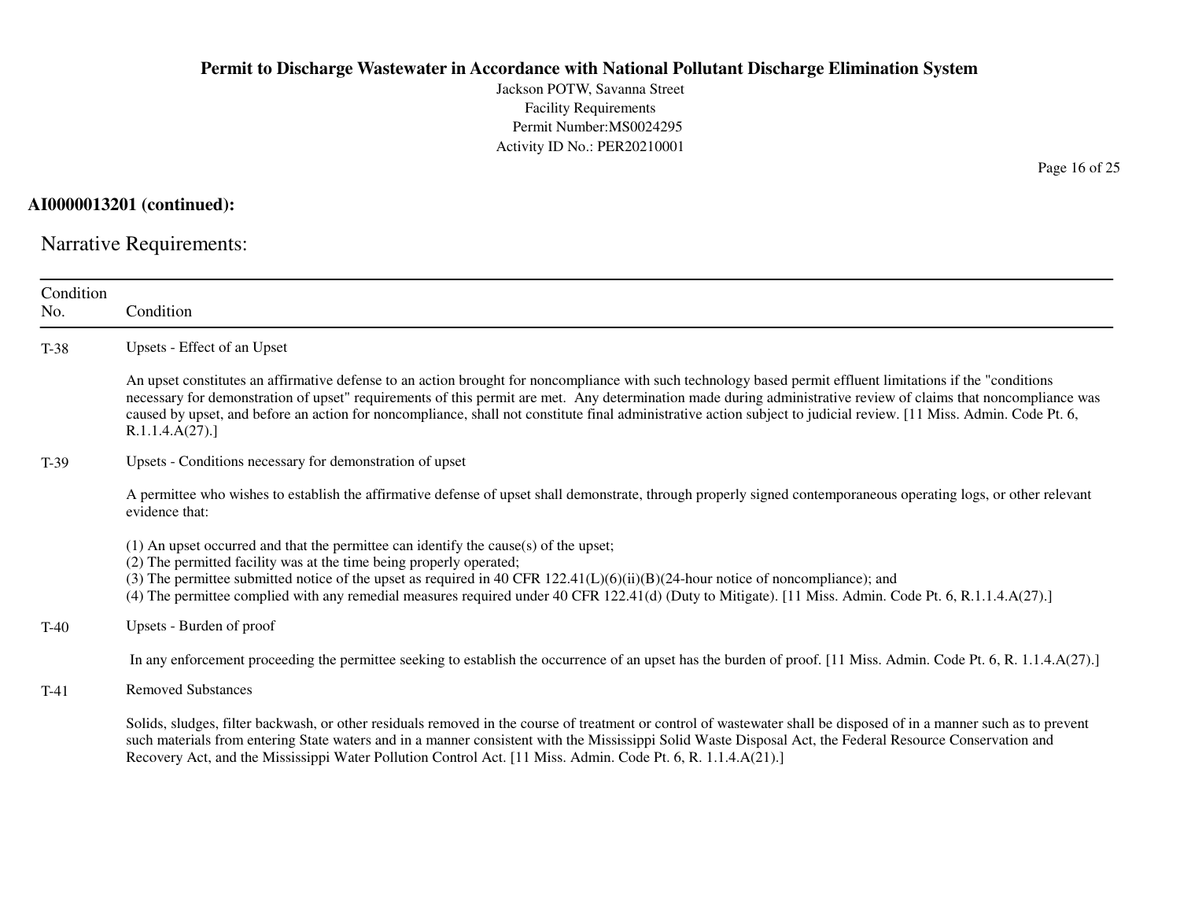**AI0000013201 (continued):**

## Narrative Requirements:

| Condition No. | Condition |
| --- | --- |
| T-38 | Upsets - Effect of an Upset<br><br>An upset constitutes an affirmative defense to an action brought for noncompliance with such technology based permit effluent limitations if the "conditions necessary for demonstration of upset" requirements of this permit are met. Any determination made during administrative review of claims that noncompliance was caused by upset, and before an action for noncompliance, shall not constitute final administrative action subject to judicial review. [11 Miss. Admin. Code Pt. 6, R.1.1.4.A(27).] |
| T-39 | Upsets - Conditions necessary for demonstration of upset<br><br>A permittee who wishes to establish the affirmative defense of upset shall demonstrate, through properly signed contemporaneous operating logs, or other relevant evidence that:<br><br>(1) An upset occurred and that the permittee can identify the cause(s) of the upset;<br>(2) The permitted facility was at the time being properly operated;<br>(3) The permittee submitted notice of the upset as required in 40 CFR 122.41(L)(6)(ii)(B)(24-hour notice of noncompliance); and<br>(4) The permittee complied with any remedial measures required under 40 CFR 122.41(d) (Duty to Mitigate). [11 Miss. Admin. Code Pt. 6, R.1.1.4.A(27).] |
| T-40 | Upsets - Burden of proof<br><br>In any enforcement proceeding the permittee seeking to establish the occurrence of an upset has the burden of proof. [11 Miss. Admin. Code Pt. 6, R. 1.1.4.A(27).] |
| T-41 | Removed Substances<br><br>Solids, sludges, filter backwash, or other residuals removed in the course of treatment or control of wastewater shall be disposed of in a manner such as to prevent such materials from entering State waters and in a manner consistent with the Mississippi Solid Waste Disposal Act, the Federal Resource Conservation and Recovery Act, and the Mississippi Water Pollution Control Act. [11 Miss. Admin. Code Pt. 6, R. 1.1.4.A(21).] |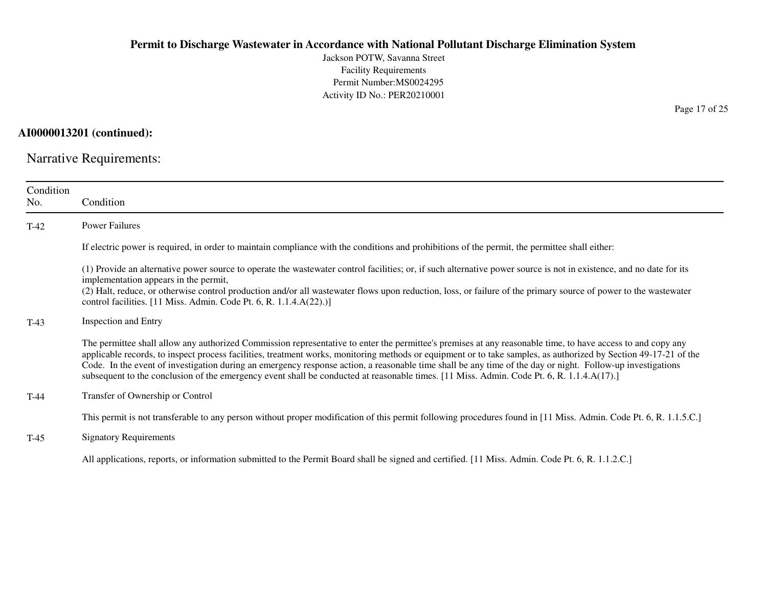**AI0000013201 (continued):**

## Narrative Requirements:

| Condition No. | Condition |
|---|---|
| T-42 | Power Failures<br><br>If electric power is required, in order to maintain compliance with the conditions and prohibitions of the permit, the permittee shall either:<br><br>(1) Provide an alternative power source to operate the wastewater control facilities; or, if such alternative power source is not in existence, and no date for its implementation appears in the permit,<br>(2) Halt, reduce, or otherwise control production and/or all wastewater flows upon reduction, loss, or failure of the primary source of power to the wastewater control facilities. [11 Miss. Admin. Code Pt. 6, R. 1.1.4.A(22).)] |
| T-43 | Inspection and Entry<br><br>The permittee shall allow any authorized Commission representative to enter the permittee's premises at any reasonable time, to have access to and copy any applicable records, to inspect process facilities, treatment works, monitoring methods or equipment or to take samples, as authorized by Section 49-17-21 of the Code. In the event of investigation during an emergency response action, a reasonable time shall be any time of the day or night. Follow-up investigations subsequent to the conclusion of the emergency event shall be conducted at reasonable times. [11 Miss. Admin. Code Pt. 6, R. 1.1.4.A(17).] |
| T-44 | Transfer of Ownership or Control<br><br>This permit is not transferable to any person without proper modification of this permit following procedures found in [11 Miss. Admin. Code Pt. 6, R. 1.1.5.C.] |
| T-45 | Signatory Requirements<br><br>All applications, reports, or information submitted to the Permit Board shall be signed and certified. [11 Miss. Admin. Code Pt. 6, R. 1.1.2.C.] |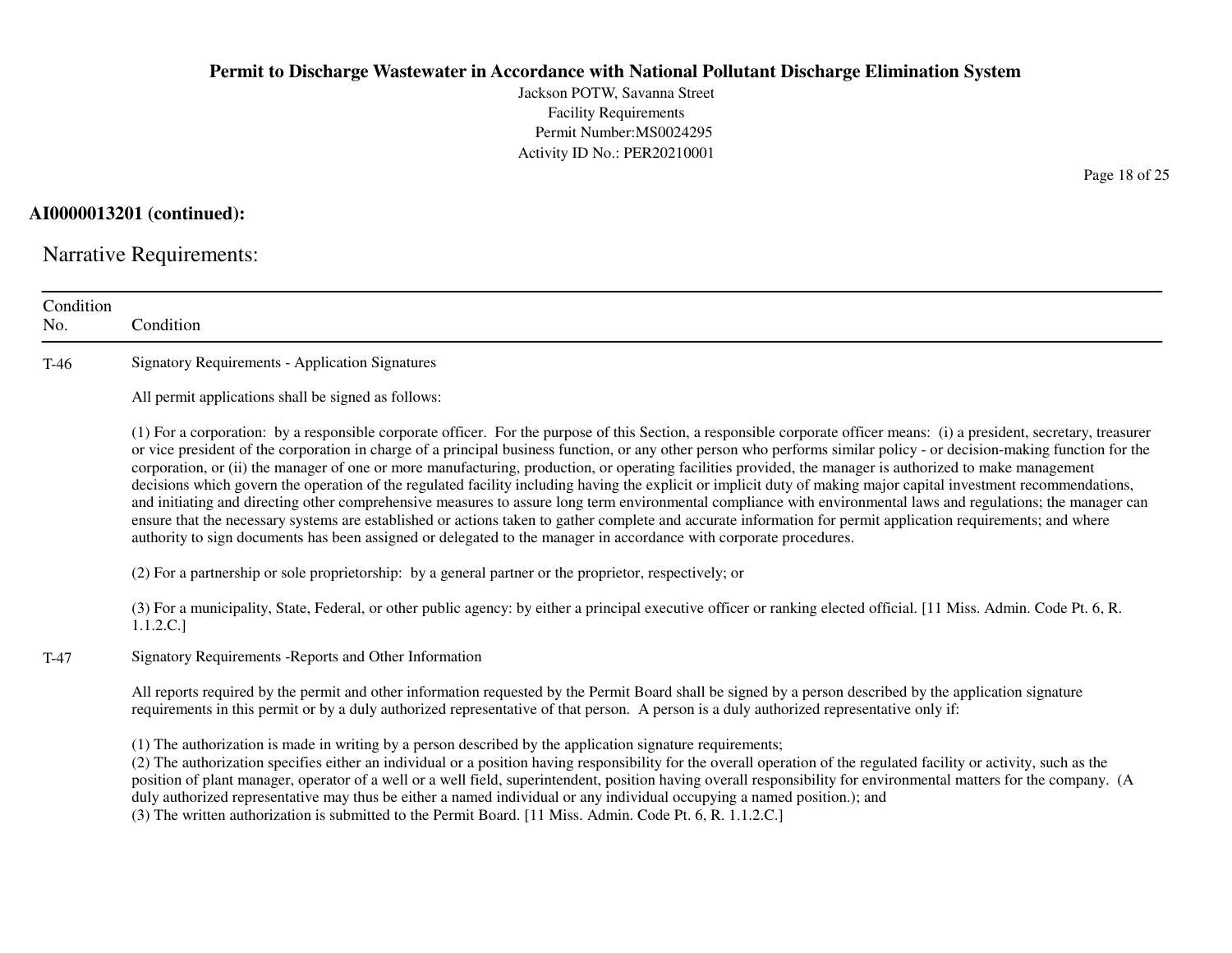**AI0000013201 (continued):**

## Narrative Requirements:

| Condition No. | Condition |
|---|---|
| T-46 | Signatory Requirements - Application Signatures<br><br>All permit applications shall be signed as follows:<br><br>(1) For a corporation: by a responsible corporate officer. For the purpose of this Section, a responsible corporate officer means: (i) a president, secretary, treasurer or vice president of the corporation in charge of a principal business function, or any other person who performs similar policy - or decision-making function for the corporation, or (ii) the manager of one or more manufacturing, production, or operating facilities provided, the manager is authorized to make management decisions which govern the operation of the regulated facility including having the explicit or implicit duty of making major capital investment recommendations, and initiating and directing other comprehensive measures to assure long term environmental compliance with environmental laws and regulations; the manager can ensure that the necessary systems are established or actions taken to gather complete and accurate information for permit application requirements; and where authority to sign documents has been assigned or delegated to the manager in accordance with corporate procedures.<br><br>(2) For a partnership or sole proprietorship: by a general partner or the proprietor, respectively; or<br><br>(3) For a municipality, State, Federal, or other public agency: by either a principal executive officer or ranking elected official. [11 Miss. Admin. Code Pt. 6, R. 1.1.2.C.] |
| T-47 | Signatory Requirements -Reports and Other Information<br><br>All reports required by the permit and other information requested by the Permit Board shall be signed by a person described by the application signature requirements in this permit or by a duly authorized representative of that person. A person is a duly authorized representative only if:<br><br>(1) The authorization is made in writing by a person described by the application signature requirements;<br>(2) The authorization specifies either an individual or a position having responsibility for the overall operation of the regulated facility or activity, such as the position of plant manager, operator of a well or a well field, superintendent, position having overall responsibility for environmental matters for the company. (A duly authorized representative may thus be either a named individual or any individual occupying a named position.); and<br>(3) The written authorization is submitted to the Permit Board. [11 Miss. Admin. Code Pt. 6, R. 1.1.2.C.] |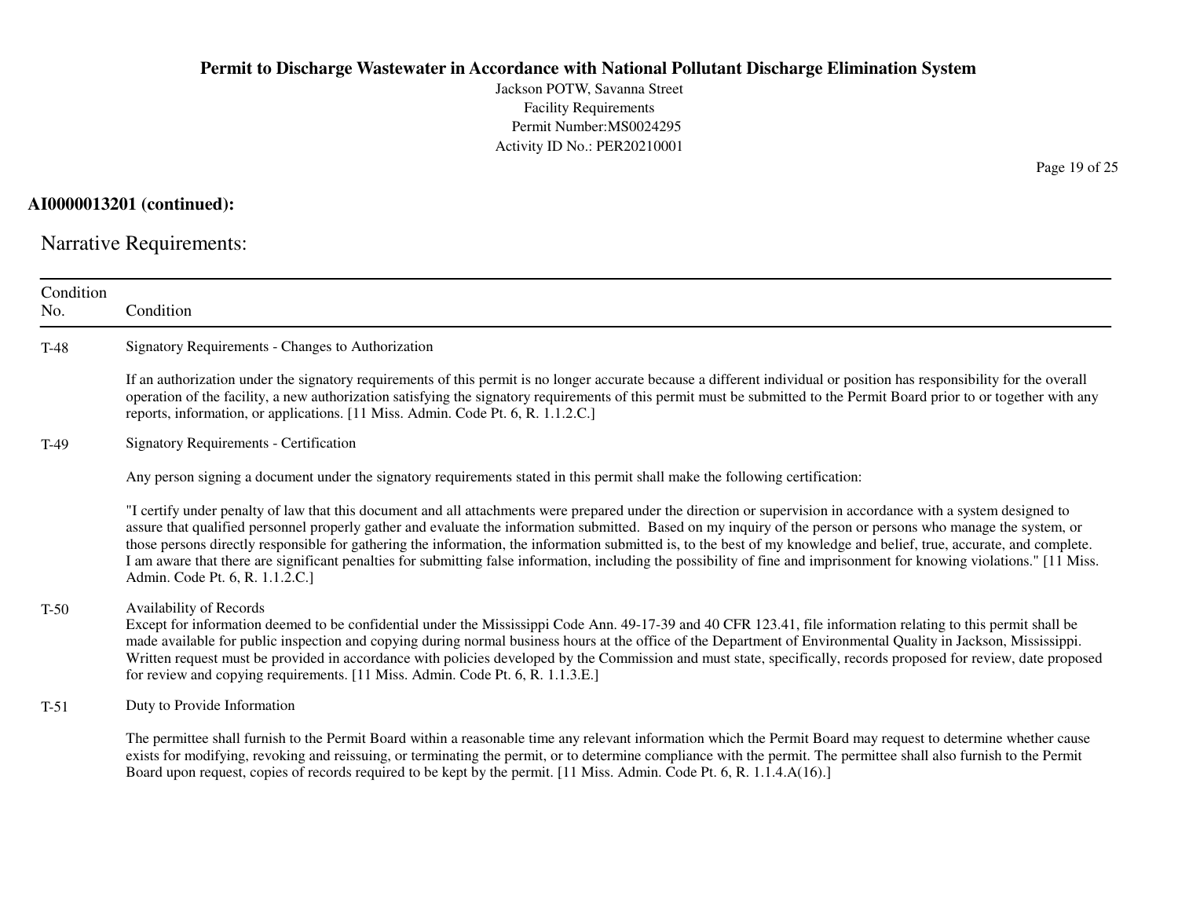**AI0000013201 (continued):**

## Narrative Requirements:

| Condition No. | Condition |
|---|---|
| T-48 | Signatory Requirements - Changes to Authorization<br><br>If an authorization under the signatory requirements of this permit is no longer accurate because a different individual or position has responsibility for the overall operation of the facility, a new authorization satisfying the signatory requirements of this permit must be submitted to the Permit Board prior to or together with any reports, information, or applications. [11 Miss. Admin. Code Pt. 6, R. 1.1.2.C.] |
| T-49 | Signatory Requirements - Certification<br><br>Any person signing a document under the signatory requirements stated in this permit shall make the following certification:<br><br>"I certify under penalty of law that this document and all attachments were prepared under the direction or supervision in accordance with a system designed to assure that qualified personnel properly gather and evaluate the information submitted. Based on my inquiry of the person or persons who manage the system, or those persons directly responsible for gathering the information, the information submitted is, to the best of my knowledge and belief, true, accurate, and complete. I am aware that there are significant penalties for submitting false information, including the possibility of fine and imprisonment for knowing violations." [11 Miss. Admin. Code Pt. 6, R. 1.1.2.C.] |
| T-50 | Availability of Records<br>Except for information deemed to be confidential under the Mississippi Code Ann. 49-17-39 and 40 CFR 123.41, file information relating to this permit shall be made available for public inspection and copying during normal business hours at the office of the Department of Environmental Quality in Jackson, Mississippi. Written request must be provided in accordance with policies developed by the Commission and must state, specifically, records proposed for review, date proposed for review and copying requirements. [11 Miss. Admin. Code Pt. 6, R. 1.1.3.E.] |
| T-51 | Duty to Provide Information<br><br>The permittee shall furnish to the Permit Board within a reasonable time any relevant information which the Permit Board may request to determine whether cause exists for modifying, revoking and reissuing, or terminating the permit, or to determine compliance with the permit. The permittee shall also furnish to the Permit Board upon request, copies of records required to be kept by the permit. [11 Miss. Admin. Code Pt. 6, R. 1.1.4.A(16).] |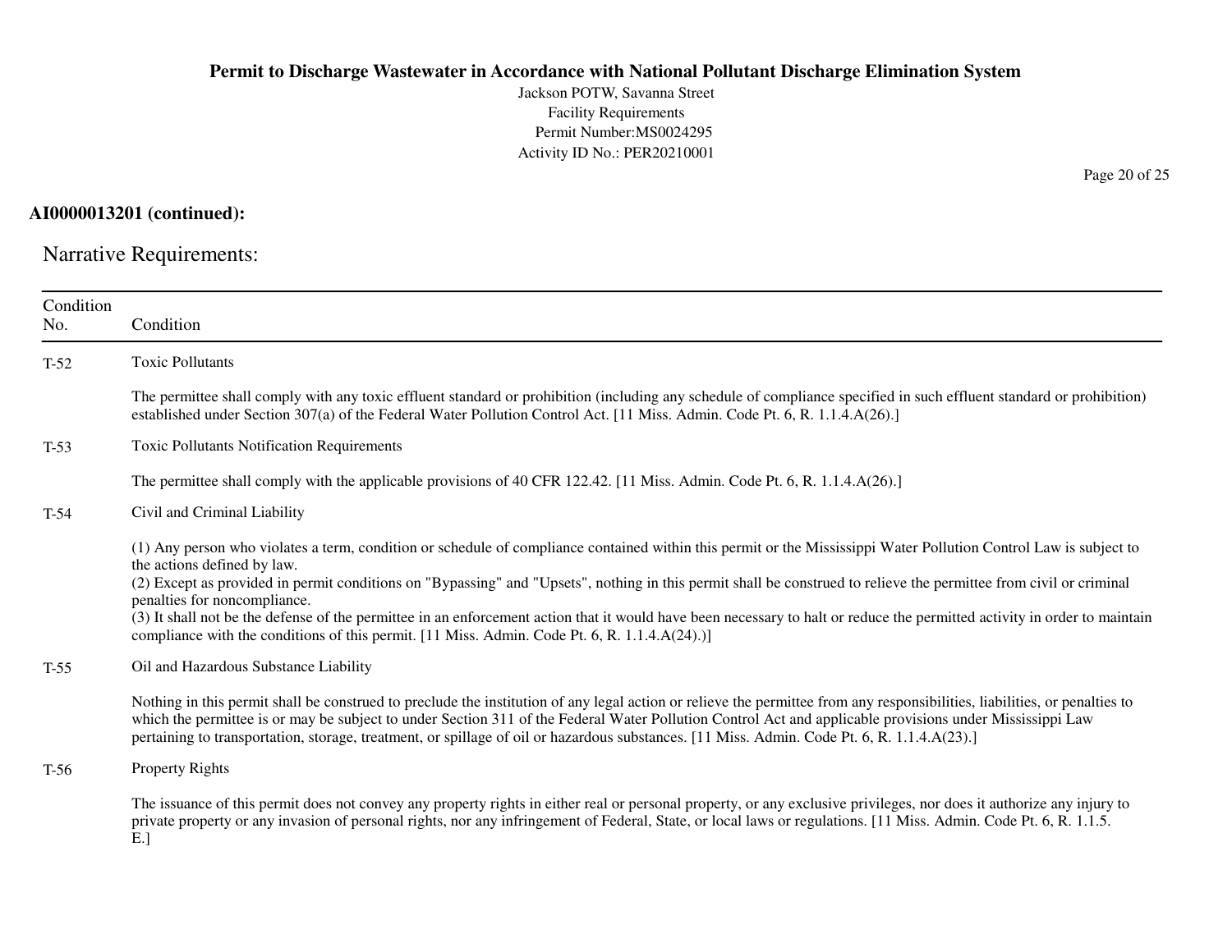**AI0000013201 (continued):**

## Narrative Requirements:

| Condition No. | Condition |
|---|---|
| T-52 | Toxic Pollutants<br><br>The permittee shall comply with any toxic effluent standard or prohibition (including any schedule of compliance specified in such effluent standard or prohibition) established under Section 307(a) of the Federal Water Pollution Control Act. [11 Miss. Admin. Code Pt. 6, R. 1.1.4.A(26).] |
| T-53 | Toxic Pollutants Notification Requirements<br><br>The permittee shall comply with the applicable provisions of 40 CFR 122.42. [11 Miss. Admin. Code Pt. 6, R. 1.1.4.A(26).] |
| T-54 | Civil and Criminal Liability<br><br>(1) Any person who violates a term, condition or schedule of compliance contained within this permit or the Mississippi Water Pollution Control Law is subject to the actions defined by law.<br>(2) Except as provided in permit conditions on "Bypassing" and "Upsets", nothing in this permit shall be construed to relieve the permittee from civil or criminal penalties for noncompliance.<br>(3) It shall not be the defense of the permittee in an enforcement action that it would have been necessary to halt or reduce the permitted activity in order to maintain compliance with the conditions of this permit. [11 Miss. Admin. Code Pt. 6, R. 1.1.4.A(24).)] |
| T-55 | Oil and Hazardous Substance Liability<br><br>Nothing in this permit shall be construed to preclude the institution of any legal action or relieve the permittee from any responsibilities, liabilities, or penalties to which the permittee is or may be subject to under Section 311 of the Federal Water Pollution Control Act and applicable provisions under Mississippi Law pertaining to transportation, storage, treatment, or spillage of oil or hazardous substances. [11 Miss. Admin. Code Pt. 6, R. 1.1.4.A(23).] |
| T-56 | Property Rights<br><br>The issuance of this permit does not convey any property rights in either real or personal property, or any exclusive privileges, nor does it authorize any injury to private property or any invasion of personal rights, nor any infringement of Federal, State, or local laws or regulations. [11 Miss. Admin. Code Pt. 6, R. 1.1.5. E.] |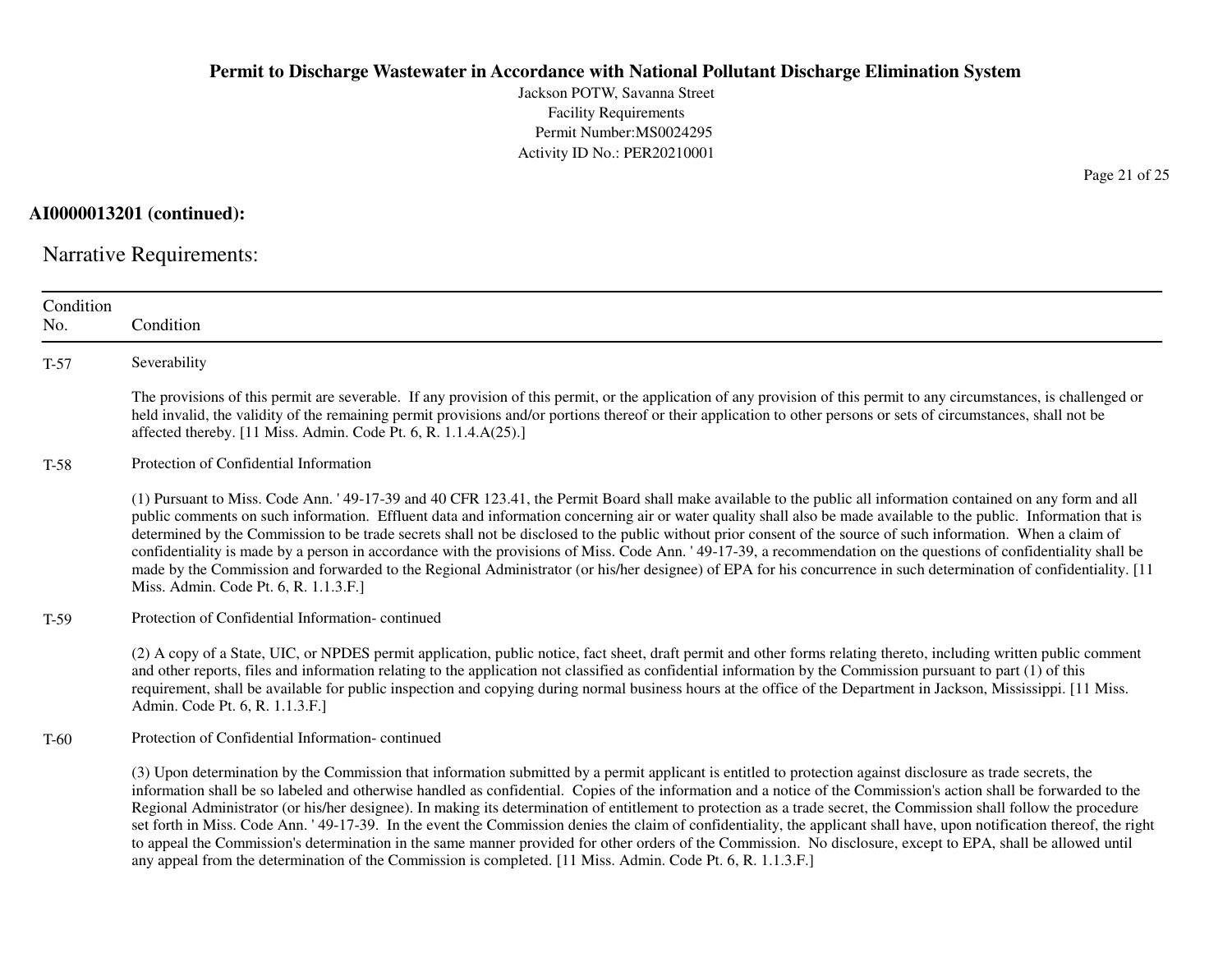**AI0000013201 (continued):**

## Narrative Requirements:

| Condition No. | Condition |
| --- | --- |
| T-57 | Severability<br><br>The provisions of this permit are severable. If any provision of this permit, or the application of any provision of this permit to any circumstances, is challenged or held invalid, the validity of the remaining permit provisions and/or portions thereof or their application to other persons or sets of circumstances, shall not be affected thereby. [11 Miss. Admin. Code Pt. 6, R. 1.1.4.A(25).] |
| T-58 | Protection of Confidential Information<br><br>(1) Pursuant to Miss. Code Ann. ' 49-17-39 and 40 CFR 123.41, the Permit Board shall make available to the public all information contained on any form and all public comments on such information. Effluent data and information concerning air or water quality shall also be made available to the public. Information that is determined by the Commission to be trade secrets shall not be disclosed to the public without prior consent of the source of such information. When a claim of confidentiality is made by a person in accordance with the provisions of Miss. Code Ann. ' 49-17-39, a recommendation on the questions of confidentiality shall be made by the Commission and forwarded to the Regional Administrator (or his/her designee) of EPA for his concurrence in such determination of confidentiality. [11 Miss. Admin. Code Pt. 6, R. 1.1.3.F.] |
| T-59 | Protection of Confidential Information- continued<br><br>(2) A copy of a State, UIC, or NPDES permit application, public notice, fact sheet, draft permit and other forms relating thereto, including written public comment and other reports, files and information relating to the application not classified as confidential information by the Commission pursuant to part (1) of this requirement, shall be available for public inspection and copying during normal business hours at the office of the Department in Jackson, Mississippi. [11 Miss. Admin. Code Pt. 6, R. 1.1.3.F.] |
| T-60 | Protection of Confidential Information- continued<br><br>(3) Upon determination by the Commission that information submitted by a permit applicant is entitled to protection against disclosure as trade secrets, the information shall be so labeled and otherwise handled as confidential. Copies of the information and a notice of the Commission's action shall be forwarded to the Regional Administrator (or his/her designee). In making its determination of entitlement to protection as a trade secret, the Commission shall follow the procedure set forth in Miss. Code Ann. ' 49-17-39. In the event the Commission denies the claim of confidentiality, the applicant shall have, upon notification thereof, the right to appeal the Commission's determination in the same manner provided for other orders of the Commission. No disclosure, except to EPA, shall be allowed until any appeal from the determination of the Commission is completed. [11 Miss. Admin. Code Pt. 6, R. 1.1.3.F.] |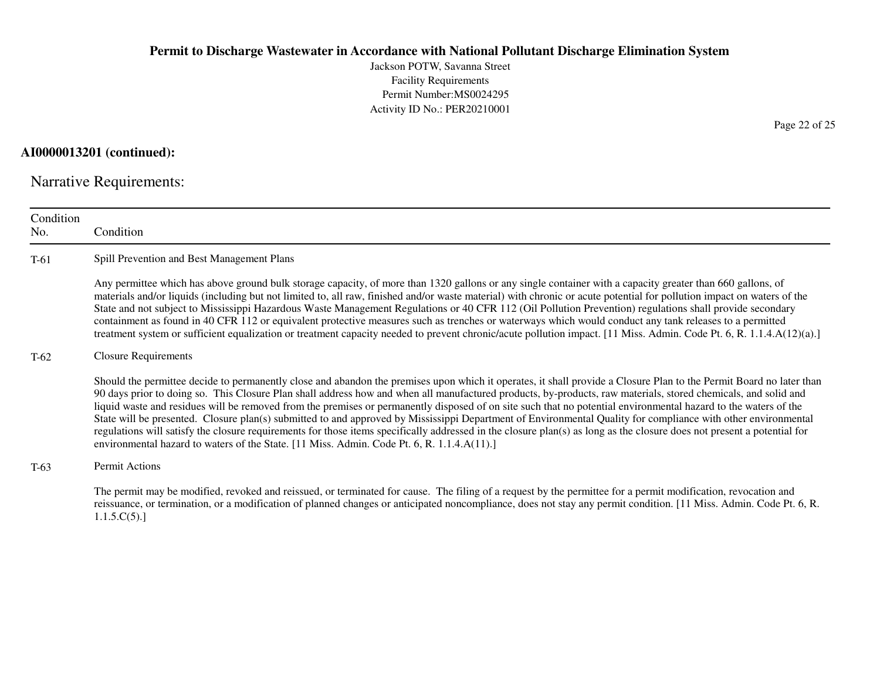**AI0000013201 (continued):**

## Narrative Requirements:

| Condition No. | Condition |
|---|---|
| T-61 | Spill Prevention and Best Management Plans<br><br>Any permittee which has above ground bulk storage capacity, of more than 1320 gallons or any single container with a capacity greater than 660 gallons, of materials and/or liquids (including but not limited to, all raw, finished and/or waste material) with chronic or acute potential for pollution impact on waters of the State and not subject to Mississippi Hazardous Waste Management Regulations or 40 CFR 112 (Oil Pollution Prevention) regulations shall provide secondary containment as found in 40 CFR 112 or equivalent protective measures such as trenches or waterways which would conduct any tank releases to a permitted treatment system or sufficient equalization or treatment capacity needed to prevent chronic/acute pollution impact. [11 Miss. Admin. Code Pt. 6, R. 1.1.4.A(12)(a).] |
| T-62 | Closure Requirements<br><br>Should the permittee decide to permanently close and abandon the premises upon which it operates, it shall provide a Closure Plan to the Permit Board no later than 90 days prior to doing so. This Closure Plan shall address how and when all manufactured products, by-products, raw materials, stored chemicals, and solid and liquid waste and residues will be removed from the premises or permanently disposed of on site such that no potential environmental hazard to the waters of the State will be presented. Closure plan(s) submitted to and approved by Mississippi Department of Environmental Quality for compliance with other environmental regulations will satisfy the closure requirements for those items specifically addressed in the closure plan(s) as long as the closure does not present a potential for environmental hazard to waters of the State. [11 Miss. Admin. Code Pt. 6, R. 1.1.4.A(11).] |
| T-63 | Permit Actions<br><br>The permit may be modified, revoked and reissued, or terminated for cause. The filing of a request by the permittee for a permit modification, revocation and reissuance, or termination, or a modification of planned changes or anticipated noncompliance, does not stay any permit condition. [11 Miss. Admin. Code Pt. 6, R. 1.1.5.C(5).] |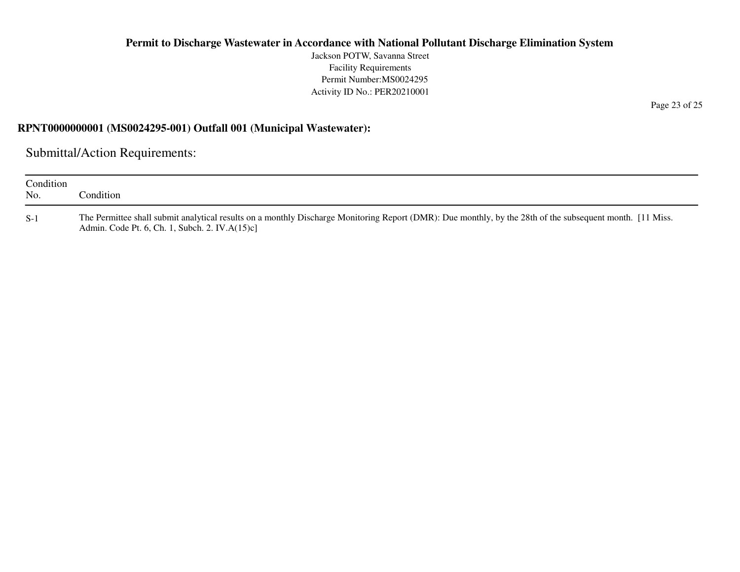## RPNT0000000001 (MS0024295-001) Outfall 001 (Municipal Wastewater):

### Submittal/Action Requirements:

| Condition No. | Condition |
|---|---|
| S-1 | The Permittee shall submit analytical results on a monthly Discharge Monitoring Report (DMR): Due monthly, by the 28th of the subsequent month. [11 Miss. Admin. Code Pt. 6, Ch. 1, Subch. 2. IV.A(15)c] |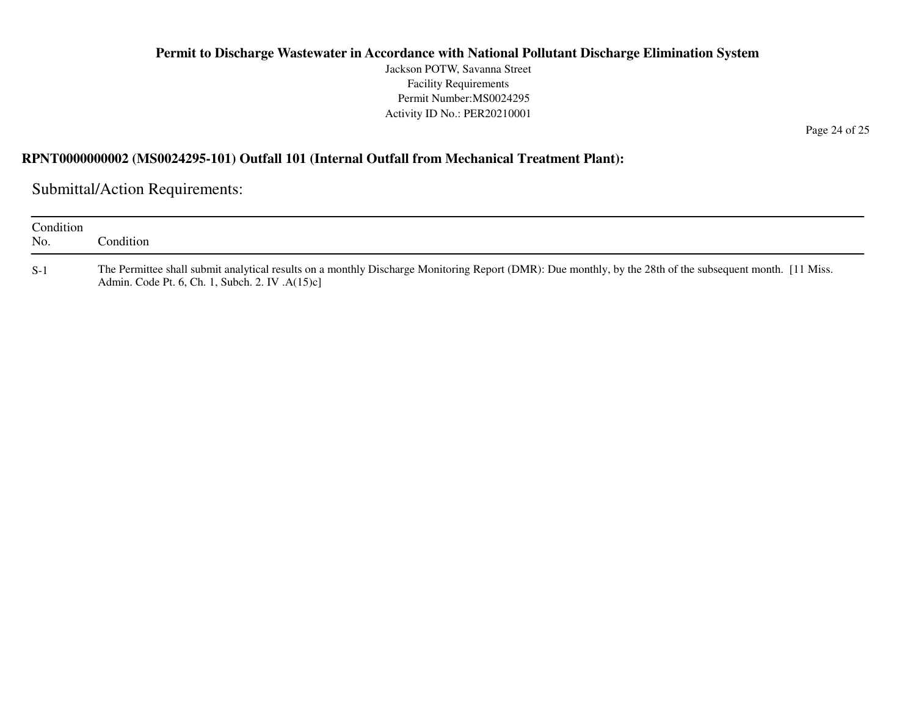**RPNT0000000002 (MS0024295-101) Outfall 101 (Internal Outfall from Mechanical Treatment Plant):**

## Submittal/Action Requirements:

| Condition No. | Condition |
|---|---|
| S-1 | The Permittee shall submit analytical results on a monthly Discharge Monitoring Report (DMR): Due monthly, by the 28th of the subsequent month. [11 Miss. Admin. Code Pt. 6, Ch. 1, Subch. 2. IV .A(15)c] |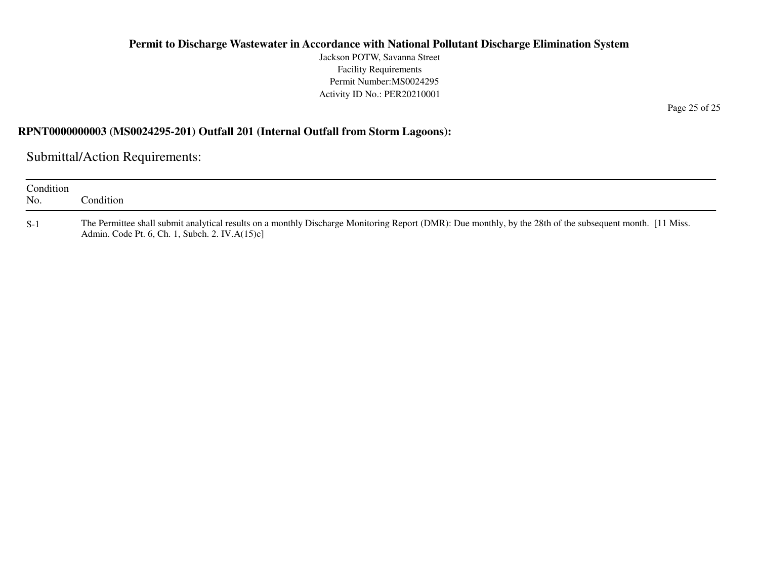**RPNT0000000003 (MS0024295-201) Outfall 201 (Internal Outfall from Storm Lagoons):**

## Submittal/Action Requirements:

| Condition No. | Condition |
|---|---|
| S-1 | The Permittee shall submit analytical results on a monthly Discharge Monitoring Report (DMR): Due monthly, by the 28th of the subsequent month. [11 Miss. Admin. Code Pt. 6, Ch. 1, Subch. 2. IV.A(15)c] |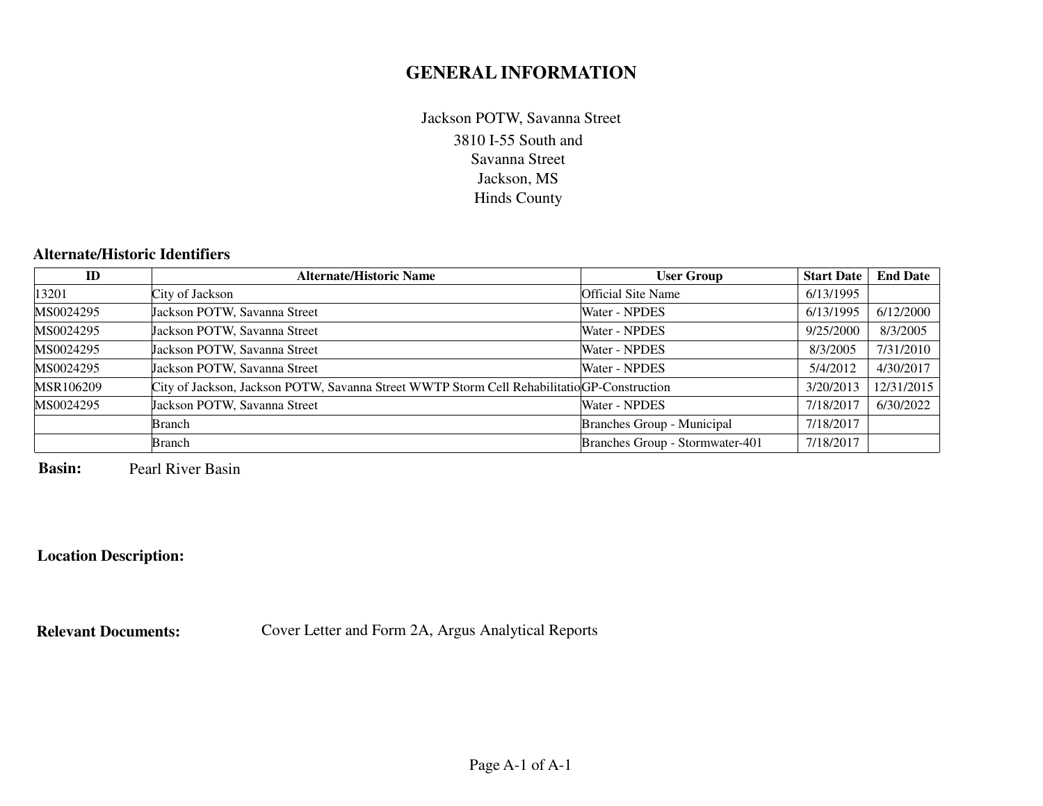# GENERAL INFORMATION

Jackson POTW, Savanna Street
3810 I-55 South and
Savanna Street
Jackson, MS
Hinds County

## Alternate/Historic Identifiers

| ID | Alternate/Historic Name | User Group | Start Date | End Date |
|---|---|---|---|---|
| 13201 | City of Jackson | Official Site Name | 6/13/1995 | |
| MS0024295 | Jackson POTW, Savanna Street | Water - NPDES | 6/13/1995 | 6/12/2000 |
| MS0024295 | Jackson POTW, Savanna Street | Water - NPDES | 9/25/2000 | 8/3/2005 |
| MS0024295 | Jackson POTW, Savanna Street | Water - NPDES | 8/3/2005 | 7/31/2010 |
| MS0024295 | Jackson POTW, Savanna Street | Water - NPDES | 5/4/2012 | 4/30/2017 |
| MSR106209 | City of Jackson, Jackson POTW, Savanna Street WWTP Storm Cell Rehabilitatio | GP-Construction | 3/20/2013 | 12/31/2015 |
| MS0024295 | Jackson POTW, Savanna Street | Water - NPDES | 7/18/2017 | 6/30/2022 |
| | Branch | Branches Group - Municipal | 7/18/2017 | |
| | Branch | Branches Group - Stormwater-401 | 7/18/2017 | |

**Basin:** Pearl River Basin

**Location Description:**

**Relevant Documents:** Cover Letter and Form 2A, Argus Analytical Reports